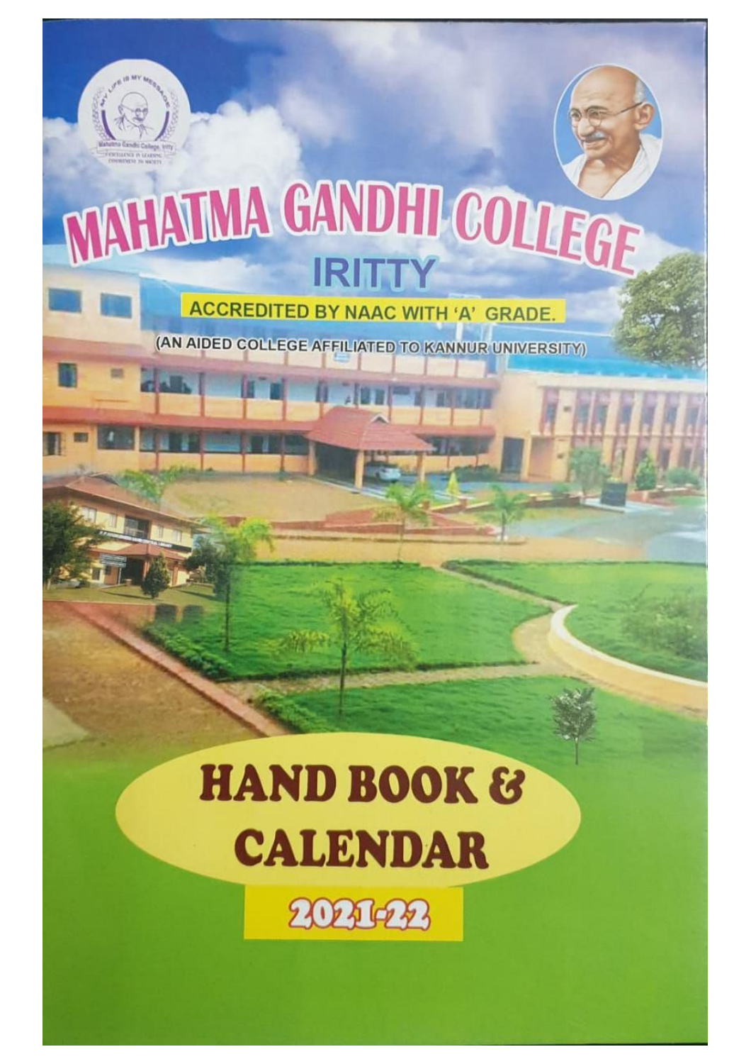# MAHATMA GANDHI COLLEGE

## IRITTY

**ACCREDITED BY NAAC WITH 'A' GRADE.**

(AN AIDED COLLEGE AFFILIATED TO KANNUR UNIVERSITY)

# HAND BOOK & CALENDAR

## 2021-22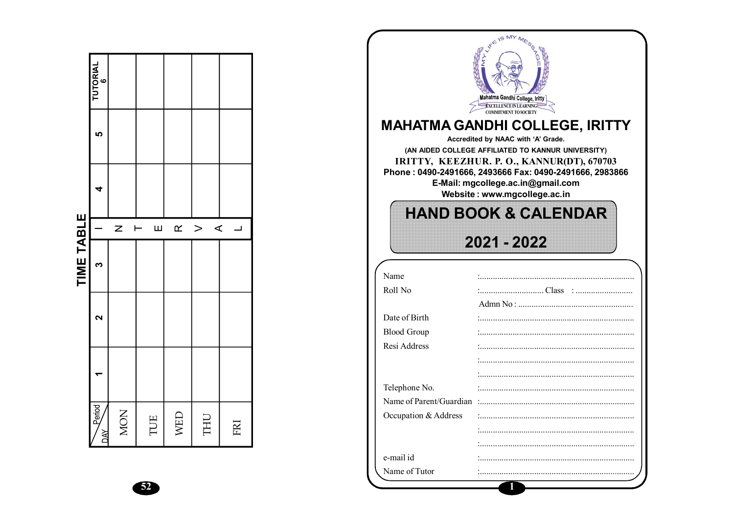## TIME TABLE

| Period / DAY | 1 | 2 | 3 | | 4 | 5 | TUTORIAL 6 |
|---|---|---|---|---|---|---|---|
| MON | | | | I | | | |
| TUE | | | | N T | | | |
| WED | | | | E | | | |
| THU | | | | R V | | | |
| FRI | | | | A L | | | |

# MAHATMA GANDHI COLLEGE, IRITTY

**Accredited by NAAC with 'A' Grade.**

**(AN AIDED COLLEGE AFFILIATED TO KANNUR UNIVERSITY)**

**IRITTY, KEEZHUR. P. O., KANNUR(DT), 670703**

**Phone : 0490-2491666, 2493666 Fax: 0490-2491666, 2983866**

**E-Mail: mgcollege.ac.in@gmail.com**

**Website : www.mgcollege.ac.in**

## HAND BOOK & CALENDAR

## 2021 - 2022

Name :........................................................................

Roll No :............................. Class : ..........................

Admn No : ....................................................

Date of Birth :........................................................................

Blood Group :........................................................................

Resi Address :........................................................................

:........................................................................

:........................................................................

Telephone No. :........................................................................

Name of Parent/Guardian :........................................................................

Occupation & Address :........................................................................

:........................................................................

:........................................................................

e-mail id :........................................................................

Name of Tutor :........................................................................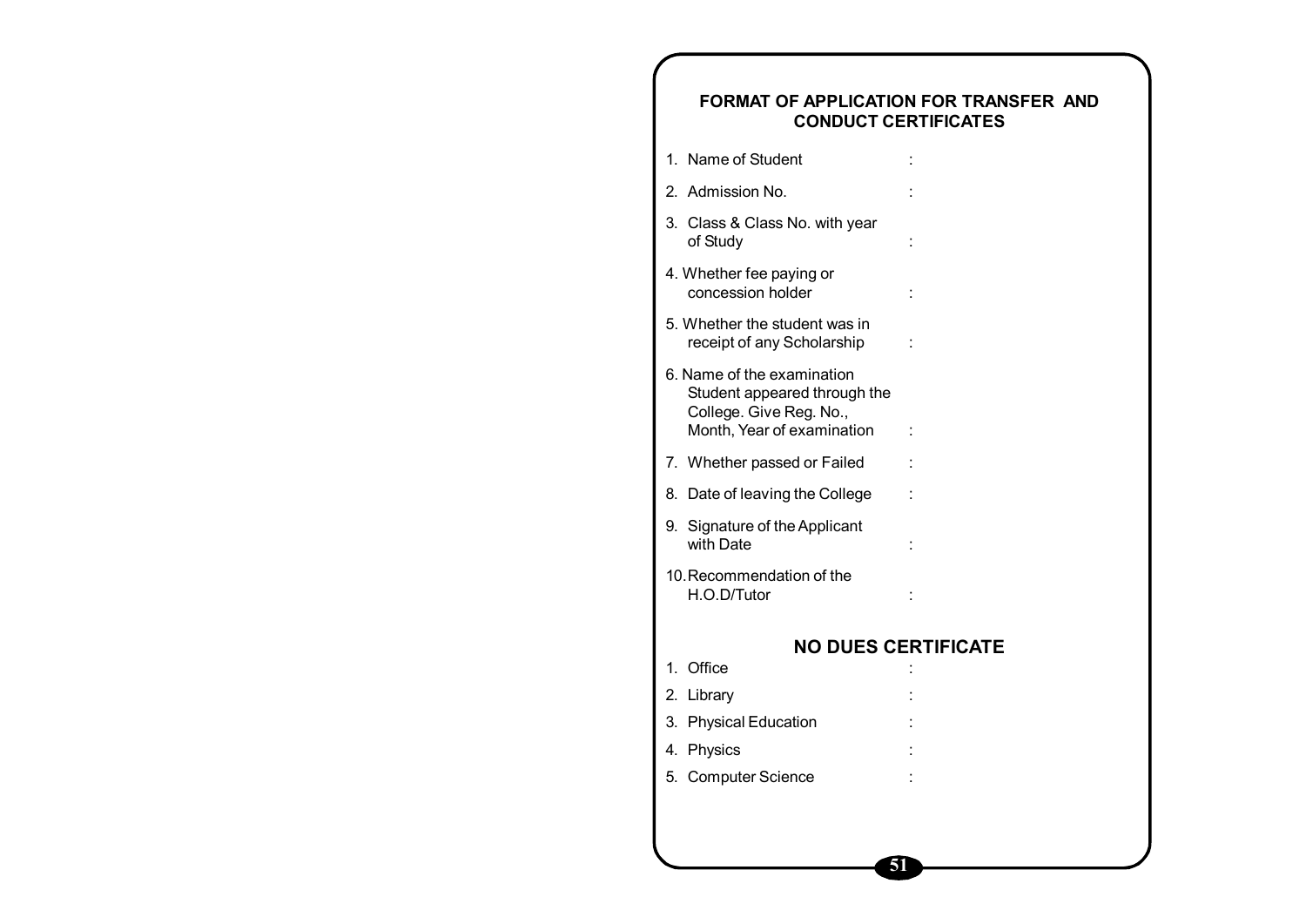## FORMAT OF APPLICATION FOR TRANSFER AND CONDUCT CERTIFICATES

1. Name of Student :
2. Admission No. :
3. Class & Class No. with year of Study :
4. Whether fee paying or concession holder :
5. Whether the student was in receipt of any Scholarship :
6. Name of the examination Student appeared through the College. Give Reg. No., Month, Year of examination :
7. Whether passed or Failed :
8. Date of leaving the College :
9. Signature of the Applicant with Date :
10. Recommendation of the H.O.D/Tutor :

## NO DUES CERTIFICATE

1. Office :
2. Library :
3. Physical Education :
4. Physics :
5. Computer Science :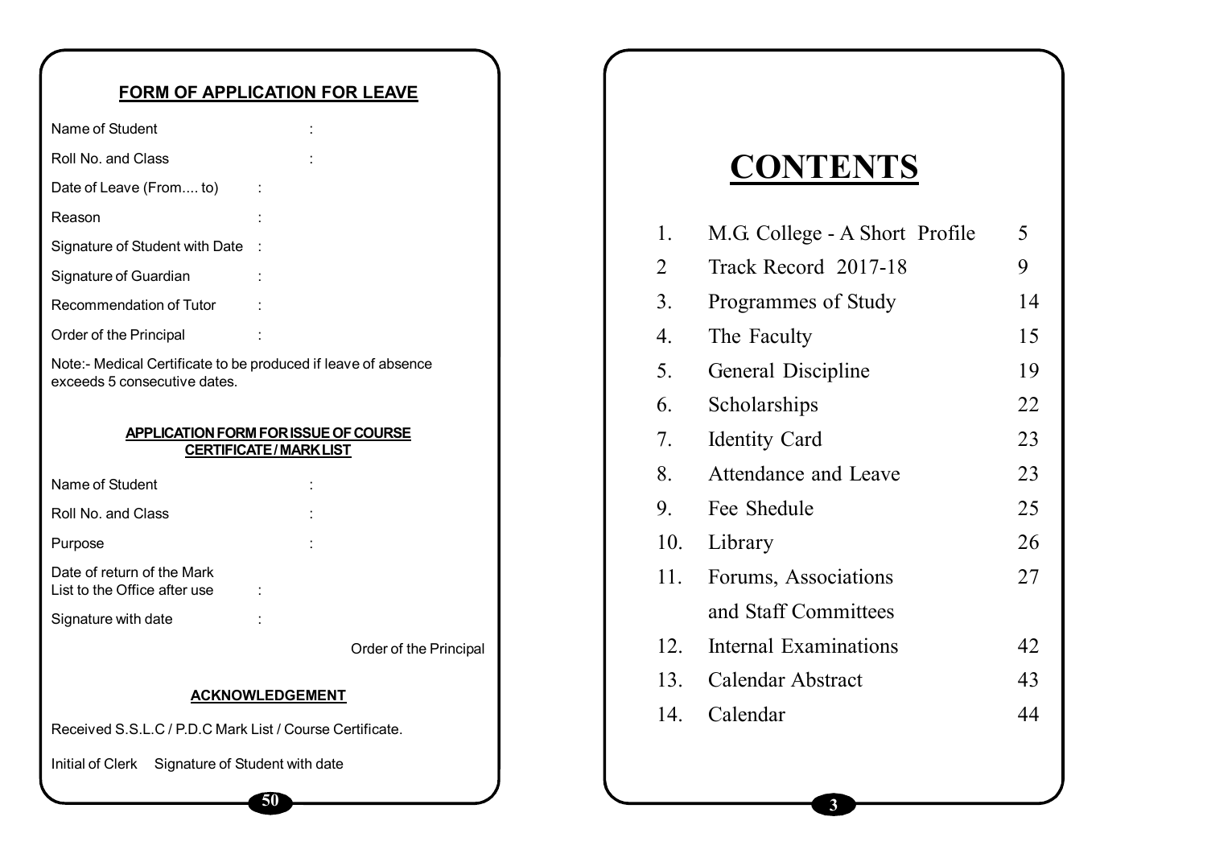## FORM OF APPLICATION FOR LEAVE

Name of Student :

Roll No. and Class :

Date of Leave (From.... to) :

Reason :

Signature of Student with Date :

Signature of Guardian :

Recommendation of Tutor :

Order of the Principal :

Note:- Medical Certificate to be produced if leave of absence exceeds 5 consecutive dates.

### APPLICATION FORM FOR ISSUE OF COURSE CERTIFICATE / MARK LIST

Name of Student :

Roll No. and Class :

Purpose :

Date of return of the Mark List to the Office after use :

Signature with date :

Order of the Principal

### ACKNOWLEDGEMENT

Received S.S.L.C / P.D.C Mark List / Course Certificate.

Initial of Clerk    Signature of Student with date

# CONTENTS

| | | |
|---|---|---|
| 1. | M.G. College - A Short Profile | 5 |
| 2 | Track Record 2017-18 | 9 |
| 3. | Programmes of Study | 14 |
| 4. | The Faculty | 15 |
| 5. | General Discipline | 19 |
| 6. | Scholarships | 22 |
| 7. | Identity Card | 23 |
| 8. | Attendance and Leave | 23 |
| 9. | Fee Shedule | 25 |
| 10. | Library | 26 |
| 11. | Forums, Associations and Staff Committees | 27 |
| 12. | Internal Examinations | 42 |
| 13. | Calendar Abstract | 43 |
| 14. | Calendar | 44 |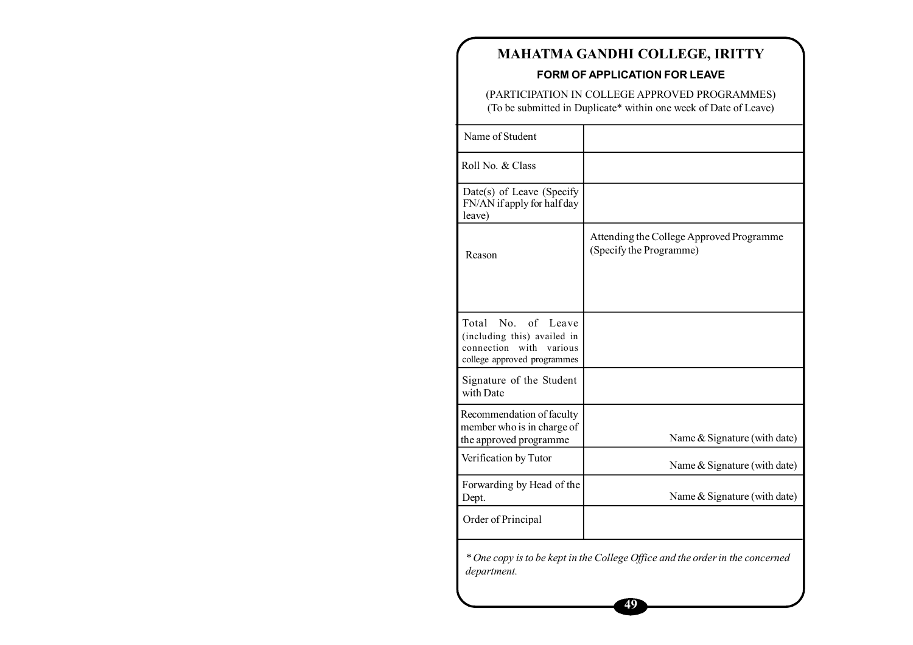# MAHATMA GANDHI COLLEGE, IRITTY

## FORM OF APPLICATION FOR LEAVE

(PARTICIPATION IN COLLEGE APPROVED PROGRAMMES)
(To be submitted in Duplicate* within one week of Date of Leave)

| | |
|---|---|
| Name of Student | |
| Roll No. & Class | |
| Date(s) of Leave (Specify FN/AN if apply for half day leave) | |
| Reason | Attending the College Approved Programme (Specify the Programme) |
| Total No. of Leave (including this) availed in connection with various college approved programmes | |
| Signature of the Student with Date | |
| Recommendation of faculty member who is in charge of the approved programme | Name & Signature (with date) |
| Verification by Tutor | Name & Signature (with date) |
| Forwarding by Head of the Dept. | Name & Signature (with date) |
| Order of Principal | |

*\* One copy is to be kept in the College Office and the order in the concerned department.*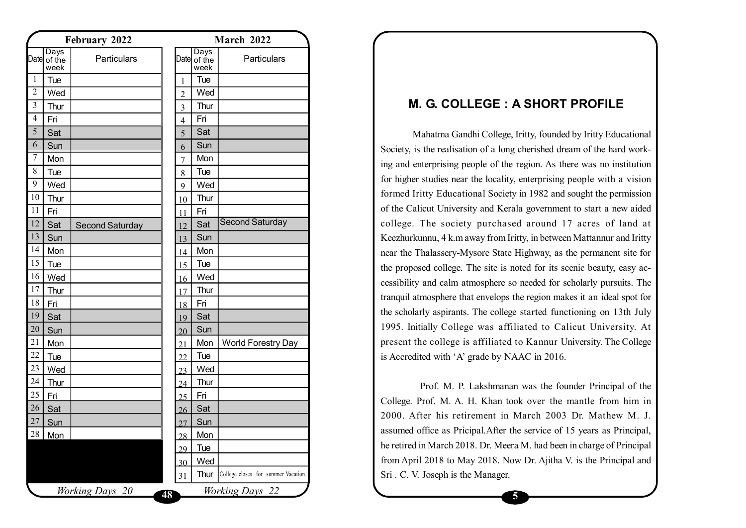## February 2022

| Date | Days of the week | Particulars |
|---|---|---|
| 1 | Tue | |
| 2 | Wed | |
| 3 | Thur | |
| 4 | Fri | |
| 5 | Sat | |
| 6 | Sun | |
| 7 | Mon | |
| 8 | Tue | |
| 9 | Wed | |
| 10 | Thur | |
| 11 | Fri | |
| 12 | Sat | Second Saturday |
| 13 | Sun | |
| 14 | Mon | |
| 15 | Tue | |
| 16 | Wed | |
| 17 | Thur | |
| 18 | Fri | |
| 19 | Sat | |
| 20 | Sun | |
| 21 | Mon | |
| 22 | Tue | |
| 23 | Wed | |
| 24 | Thur | |
| 25 | Fri | |
| 26 | Sat | |
| 27 | Sun | |
| 28 | Mon | |

*Working Days 20*

## March 2022

| Date | Days of the week | Particulars |
|---|---|---|
| 1 | Tue | |
| 2 | Wed | |
| 3 | Thur | |
| 4 | Fri | |
| 5 | Sat | |
| 6 | Sun | |
| 7 | Mon | |
| 8 | Tue | |
| 9 | Wed | |
| 10 | Thur | |
| 11 | Fri | |
| 12 | Sat | Second Saturday |
| 13 | Sun | |
| 14 | Mon | |
| 15 | Tue | |
| 16 | Wed | |
| 17 | Thur | |
| 18 | Fri | |
| 19 | Sat | |
| 20 | Sun | |
| 21 | Mon | World Forestry Day |
| 22 | Tue | |
| 23 | Wed | |
| 24 | Thur | |
| 25 | Fri | |
| 26 | Sat | |
| 27 | Sun | |
| 28 | Mon | |
| 29 | Tue | |
| 30 | Wed | |
| 31 | Thur | College closes for summer Vacation. |

*Working Days 22*

## M. G. COLLEGE : A SHORT PROFILE

Mahatma Gandhi College, Iritty, founded by Iritty Educational Society, is the realisation of a long cherished dream of the hard working and enterprising people of the region. As there was no institution for higher studies near the locality, enterprising people with a vision formed Iritty Educational Society in 1982 and sought the permission of the Calicut University and Kerala government to start a new aided college. The society purchased around 17 acres of land at Keezhurkunnu, 4 k.m away from Iritty, in between Mattannur and Iritty near the Thalassery-Mysore State Highway, as the permanent site for the proposed college. The site is noted for its scenic beauty, easy accessibility and calm atmosphere so needed for scholarly pursuits. The tranquil atmosphere that envelops the region makes it an ideal spot for the scholarly aspirants. The college started functioning on 13th July 1995. Initially College was affiliated to Calicut University. At present the college is affiliated to Kannur University. The College is Accredited with 'A' grade by NAAC in 2016.

Prof. M. P. Lakshmanan was the founder Principal of the College. Prof. M. A. H. Khan took over the mantle from him in 2000. After his retirement in March 2003 Dr. Mathew M. J. assumed office as Pricipal.After the service of 15 years as Principal, he retired in March 2018. Dr. Meera M. had been in charge of Principal from April 2018 to May 2018. Now Dr. Ajitha V. is the Principal and Sri . C. V. Joseph is the Manager.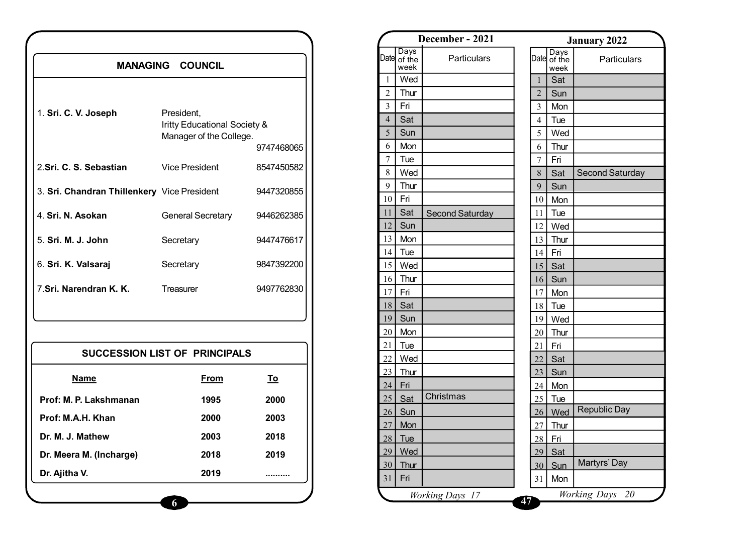## MANAGING COUNCIL

| | | |
|---|---|---|
| 1. **Sri. C. V. Joseph** | President, Iritty Educational Society & Manager of the College. | 9747468065 |
| 2. **Sri. C. S. Sebastian** | Vice President | 8547450582 |
| 3. **Sri. Chandran Thillenkery** | Vice President | 9447320855 |
| 4. **Sri. N. Asokan** | General Secretary | 9446262385 |
| 5. **Sri. M. J. John** | Secretary | 9447476617 |
| 6. **Sri. K. Valsaraj** | Secretary | 9847392200 |
| 7. **Sri. Narendran K. K.** | Treasurer | 9497762830 |

## SUCCESSION LIST OF PRINCIPALS

| Name | From | To |
|---|---|---|
| **Prof: M. P. Lakshmanan** | **1995** | **2000** |
| **Prof: M.A.H. Khan** | **2000** | **2003** |
| **Dr. M. J. Mathew** | **2003** | **2018** |
| **Dr. Meera M. (Incharge)** | **2018** | **2019** |
| **Dr. Ajitha V.** | **2019** | .......... |

## December - 2021

| Date | Days of the week | Particulars |
|---|---|---|
| 1 | Wed | |
| 2 | Thur | |
| 3 | Fri | |
| 4 | Sat | |
| 5 | Sun | |
| 6 | Mon | |
| 7 | Tue | |
| 8 | Wed | |
| 9 | Thur | |
| 10 | Fri | |
| 11 | Sat | Second Saturday |
| 12 | Sun | |
| 13 | Mon | |
| 14 | Tue | |
| 15 | Wed | |
| 16 | Thur | |
| 17 | Fri | |
| 18 | Sat | |
| 19 | Sun | |
| 20 | Mon | |
| 21 | Tue | |
| 22 | Wed | |
| 23 | Thur | |
| 24 | Fri | |
| 25 | Sat | Christmas |
| 26 | Sun | |
| 27 | Mon | |
| 28 | Tue | |
| 29 | Wed | |
| 30 | Thur | |
| 31 | Fri | |

*Working Days 17*

## January 2022

| Date | Days of the week | Particulars |
|---|---|---|
| 1 | Sat | |
| 2 | Sun | |
| 3 | Mon | |
| 4 | Tue | |
| 5 | Wed | |
| 6 | Thur | |
| 7 | Fri | |
| 8 | Sat | Second Saturday |
| 9 | Sun | |
| 10 | Mon | |
| 11 | Tue | |
| 12 | Wed | |
| 13 | Thur | |
| 14 | Fri | |
| 15 | Sat | |
| 16 | Sun | |
| 17 | Mon | |
| 18 | Tue | |
| 19 | Wed | |
| 20 | Thur | |
| 21 | Fri | |
| 22 | Sat | |
| 23 | Sun | |
| 24 | Mon | |
| 25 | Tue | |
| 26 | Wed | Republic Day |
| 27 | Thur | |
| 28 | Fri | |
| 29 | Sat | |
| 30 | Sun | Martyrs' Day |
| 31 | Mon | |

*Working Days 20*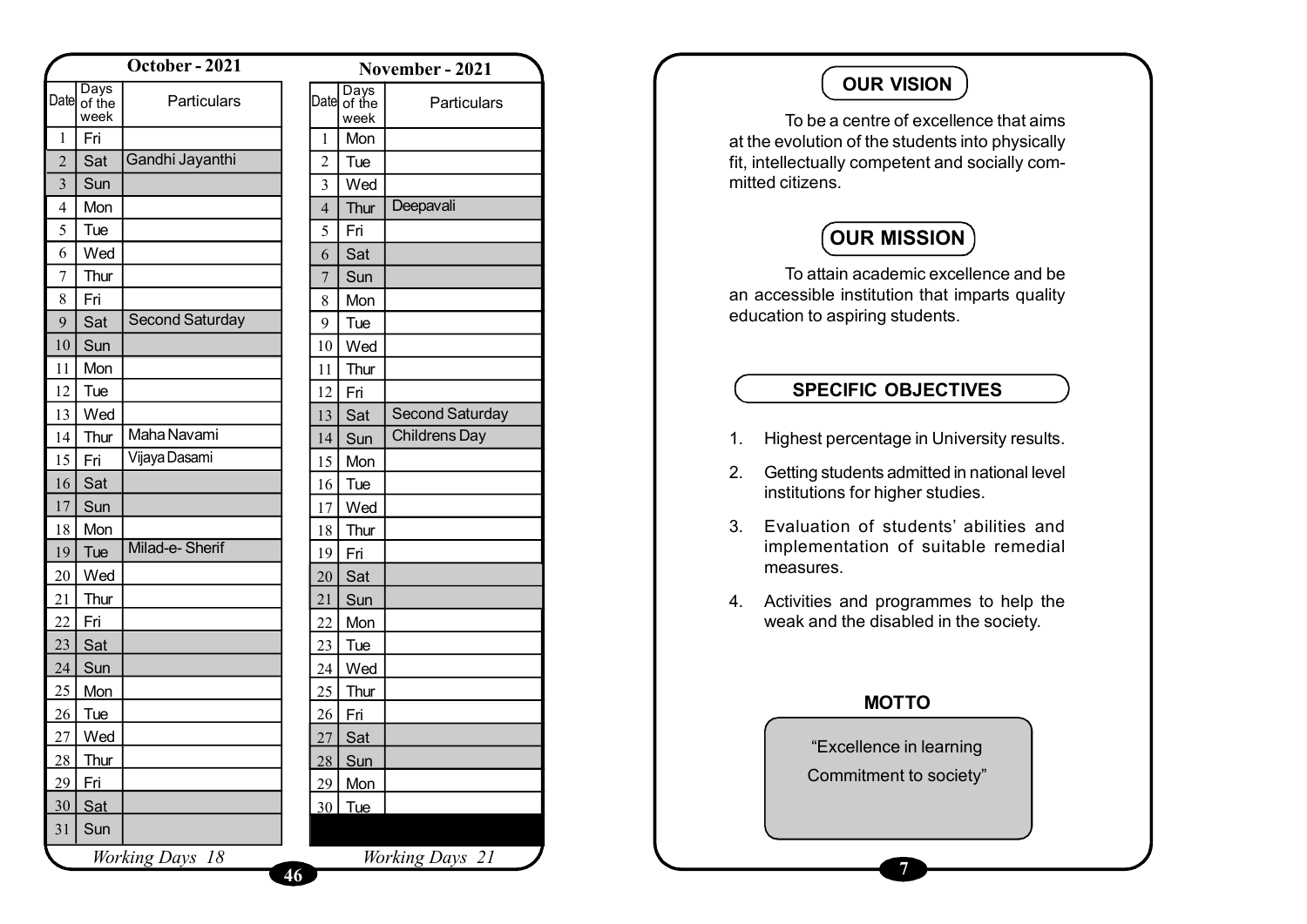## October - 2021

| Date | Days of the week | Particulars |
|---|---|---|
| 1 | Fri | |
| 2 | Sat | Gandhi Jayanthi |
| 3 | Sun | |
| 4 | Mon | |
| 5 | Tue | |
| 6 | Wed | |
| 7 | Thur | |
| 8 | Fri | |
| 9 | Sat | Second Saturday |
| 10 | Sun | |
| 11 | Mon | |
| 12 | Tue | |
| 13 | Wed | |
| 14 | Thur | Maha Navami |
| 15 | Fri | Vijaya Dasami |
| 16 | Sat | |
| 17 | Sun | |
| 18 | Mon | |
| 19 | Tue | Milad-e- Sherif |
| 20 | Wed | |
| 21 | Thur | |
| 22 | Fri | |
| 23 | Sat | |
| 24 | Sun | |
| 25 | Mon | |
| 26 | Tue | |
| 27 | Wed | |
| 28 | Thur | |
| 29 | Fri | |
| 30 | Sat | |
| 31 | Sun | |

*Working Days 18*

## November - 2021

| Date | Days of the week | Particulars |
|---|---|---|
| 1 | Mon | |
| 2 | Tue | |
| 3 | Wed | |
| 4 | Thur | Deepavali |
| 5 | Fri | |
| 6 | Sat | |
| 7 | Sun | |
| 8 | Mon | |
| 9 | Tue | |
| 10 | Wed | |
| 11 | Thur | |
| 12 | Fri | |
| 13 | Sat | Second Saturday |
| 14 | Sun | Childrens Day |
| 15 | Mon | |
| 16 | Tue | |
| 17 | Wed | |
| 18 | Thur | |
| 19 | Fri | |
| 20 | Sat | |
| 21 | Sun | |
| 22 | Mon | |
| 23 | Tue | |
| 24 | Wed | |
| 25 | Thur | |
| 26 | Fri | |
| 27 | Sat | |
| 28 | Sun | |
| 29 | Mon | |
| 30 | Tue | |

*Working Days 21*

## OUR VISION

To be a centre of excellence that aims at the evolution of the students into physically fit, intellectually competent and socially committed citizens.

## OUR MISSION

To attain academic excellence and be an accessible institution that imparts quality education to aspiring students.

## SPECIFIC OBJECTIVES

1. Highest percentage in University results.
2. Getting students admitted in national level institutions for higher studies.
3. Evaluation of students' abilities and implementation of suitable remedial measures.
4. Activities and programmes to help the weak and the disabled in the society.

## MOTTO

"Excellence in learning

Commitment to society"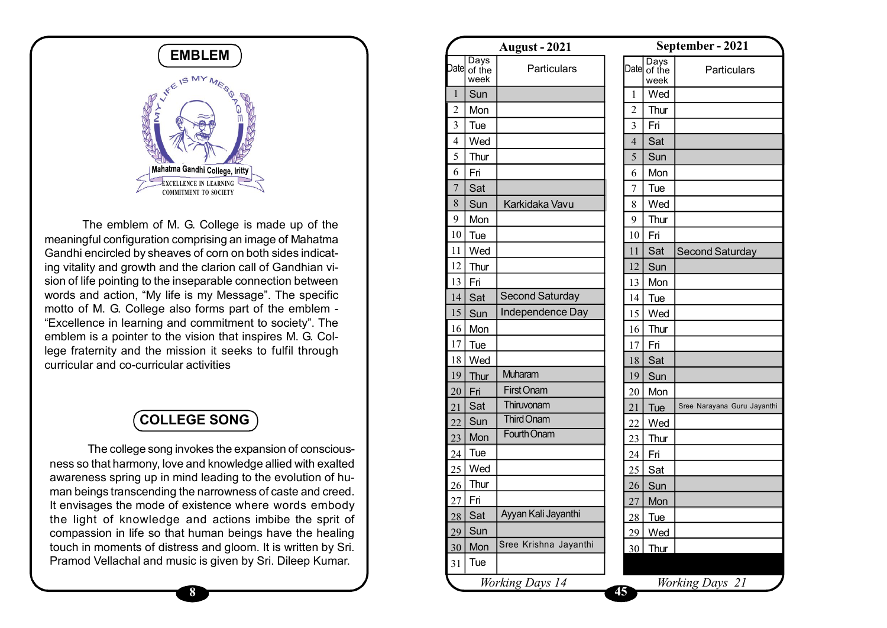## EMBLEM

MY LIFE IS MY MESSAGE

Mahatma Gandhi College, Iritty

EXCELLENCE IN LEARNING COMMITMENT TO SOCIETY

The emblem of M. G. College is made up of the meaningful configuration comprising an image of Mahatma Gandhi encircled by sheaves of corn on both sides indicating vitality and growth and the clarion call of Gandhian vision of life pointing to the inseparable connection between words and action, “My life is my Message”. The specific motto of M. G. College also forms part of the emblem - “Excellence in learning and commitment to society”. The emblem is a pointer to the vision that inspires M. G. College fraternity and the mission it seeks to fulfil through curricular and co-curricular activities

## COLLEGE SONG

The college song invokes the expansion of consciousness so that harmony, love and knowledge allied with exalted awareness spring up in mind leading to the evolution of human beings transcending the narrowness of caste and creed. It envisages the mode of existence where words embody the light of knowledge and actions imbibe the sprit of compassion in life so that human beings have the healing touch in moments of distress and gloom. It is written by Sri. Pramod Vellachal and music is given by Sri. Dileep Kumar.

### August - 2021

| Date | Days of the week | Particulars |
|---|---|---|
| 1 | Sun | |
| 2 | Mon | |
| 3 | Tue | |
| 4 | Wed | |
| 5 | Thur | |
| 6 | Fri | |
| 7 | Sat | |
| 8 | Sun | Karkidaka Vavu |
| 9 | Mon | |
| 10 | Tue | |
| 11 | Wed | |
| 12 | Thur | |
| 13 | Fri | |
| 14 | Sat | Second Saturday |
| 15 | Sun | Independence Day |
| 16 | Mon | |
| 17 | Tue | |
| 18 | Wed | |
| 19 | Thur | Muharam |
| 20 | Fri | First Onam |
| 21 | Sat | Thiruvonam |
| 22 | Sun | Third Onam |
| 23 | Mon | Fourth Onam |
| 24 | Tue | |
| 25 | Wed | |
| 26 | Thur | |
| 27 | Fri | |
| 28 | Sat | Ayyan Kali Jayanthi |
| 29 | Sun | |
| 30 | Mon | Sree Krishna Jayanthi |
| 31 | Tue | |

*Working Days 14*

### September - 2021

| Date | Days of the week | Particulars |
|---|---|---|
| 1 | Wed | |
| 2 | Thur | |
| 3 | Fri | |
| 4 | Sat | |
| 5 | Sun | |
| 6 | Mon | |
| 7 | Tue | |
| 8 | Wed | |
| 9 | Thur | |
| 10 | Fri | |
| 11 | Sat | Second Saturday |
| 12 | Sun | |
| 13 | Mon | |
| 14 | Tue | |
| 15 | Wed | |
| 16 | Thur | |
| 17 | Fri | |
| 18 | Sat | |
| 19 | Sun | |
| 20 | Mon | |
| 21 | Tue | Sree Narayana Guru Jayanthi |
| 22 | Wed | |
| 23 | Thur | |
| 24 | Fri | |
| 25 | Sat | |
| 26 | Sun | |
| 27 | Mon | |
| 28 | Tue | |
| 29 | Wed | |
| 30 | Thur | |

*Working Days 21*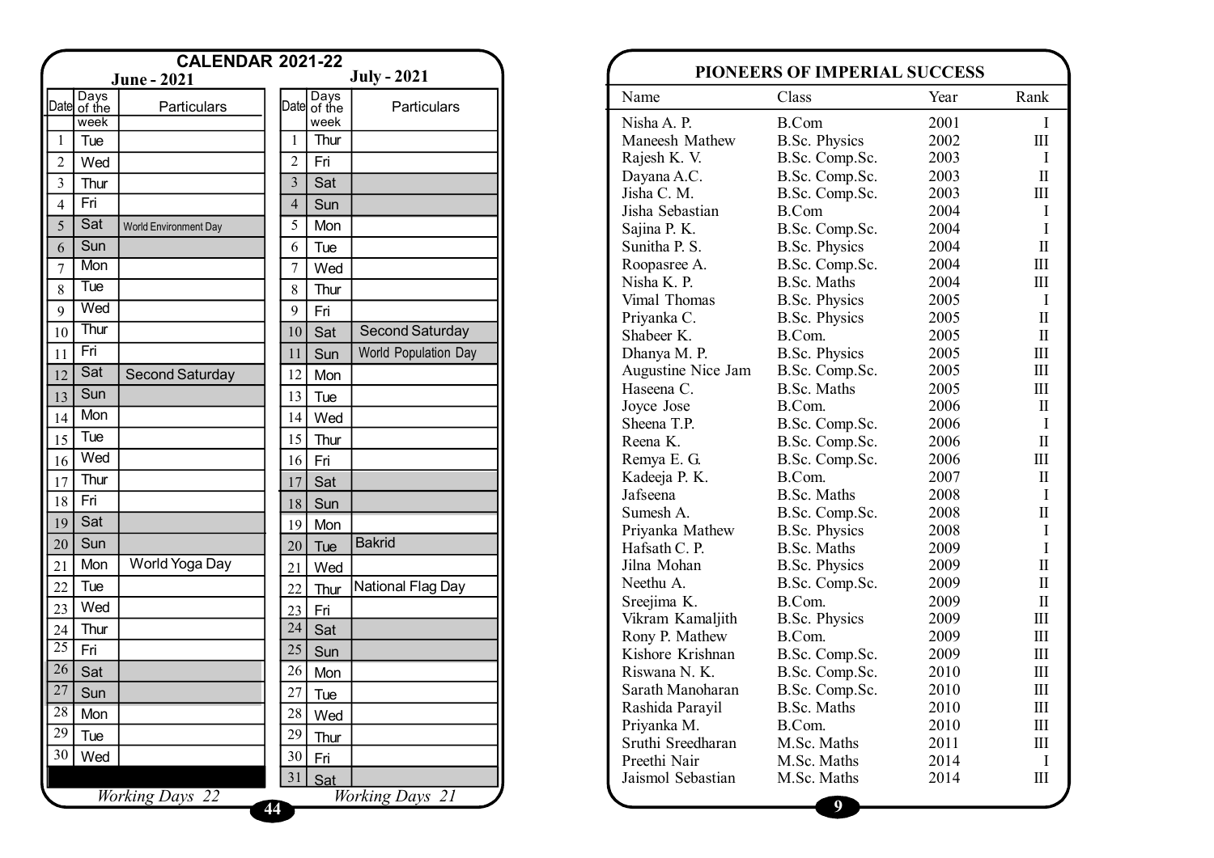## CALENDAR 2021-22

### June - 2021

| Date | Days of the week | Particulars |
|---|---|---|
| 1 | Tue | |
| 2 | Wed | |
| 3 | Thur | |
| 4 | Fri | |
| 5 | Sat | World Environment Day |
| 6 | Sun | |
| 7 | Mon | |
| 8 | Tue | |
| 9 | Wed | |
| 10 | Thur | |
| 11 | Fri | |
| 12 | Sat | Second Saturday |
| 13 | Sun | |
| 14 | Mon | |
| 15 | Tue | |
| 16 | Wed | |
| 17 | Thur | |
| 18 | Fri | |
| 19 | Sat | |
| 20 | Sun | |
| 21 | Mon | World Yoga Day |
| 22 | Tue | |
| 23 | Wed | |
| 24 | Thur | |
| 25 | Fri | |
| 26 | Sat | |
| 27 | Sun | |
| 28 | Mon | |
| 29 | Tue | |
| 30 | Wed | |

*Working Days 22*

### July - 2021

| Date | Days of the week | Particulars |
|---|---|---|
| 1 | Thur | |
| 2 | Fri | |
| 3 | Sat | |
| 4 | Sun | |
| 5 | Mon | |
| 6 | Tue | |
| 7 | Wed | |
| 8 | Thur | |
| 9 | Fri | |
| 10 | Sat | Second Saturday |
| 11 | Sun | World Population Day |
| 12 | Mon | |
| 13 | Tue | |
| 14 | Wed | |
| 15 | Thur | |
| 16 | Fri | |
| 17 | Sat | |
| 18 | Sun | |
| 19 | Mon | |
| 20 | Tue | Bakrid |
| 21 | Wed | |
| 22 | Thur | National Flag Day |
| 23 | Fri | |
| 24 | Sat | |
| 25 | Sun | |
| 26 | Mon | |
| 27 | Tue | |
| 28 | Wed | |
| 29 | Thur | |
| 30 | Fri | |
| 31 | Sat | |

*Working Days 21*

## PIONEERS OF IMPERIAL SUCCESS

| Name | Class | Year | Rank |
|---|---|---|---|
| Nisha A. P. | B.Com | 2001 | I |
| Maneesh Mathew | B.Sc. Physics | 2002 | III |
| Rajesh K. V. | B.Sc. Comp.Sc. | 2003 | I |
| Dayana A.C. | B.Sc. Comp.Sc. | 2003 | II |
| Jisha C. M. | B.Sc. Comp.Sc. | 2003 | III |
| Jisha Sebastian | B.Com | 2004 | I |
| Sajina P. K. | B.Sc. Comp.Sc. | 2004 | I |
| Sunitha P. S. | B.Sc. Physics | 2004 | II |
| Roopasree A. | B.Sc. Comp.Sc. | 2004 | III |
| Nisha K. P. | B.Sc. Maths | 2004 | III |
| Vimal Thomas | B.Sc. Physics | 2005 | I |
| Priyanka C. | B.Sc. Physics | 2005 | II |
| Shabeer K. | B.Com. | 2005 | II |
| Dhanya M. P. | B.Sc. Physics | 2005 | III |
| Augustine Nice Jam | B.Sc. Comp.Sc. | 2005 | III |
| Haseena C. | B.Sc. Maths | 2005 | III |
| Joyce Jose | B.Com. | 2006 | II |
| Sheena T.P. | B.Sc. Comp.Sc. | 2006 | I |
| Reena K. | B.Sc. Comp.Sc. | 2006 | II |
| Remya E. G. | B.Sc. Comp.Sc. | 2006 | III |
| Kadeeja P. K. | B.Com. | 2007 | II |
| Jafseena | B.Sc. Maths | 2008 | I |
| Sumesh A. | B.Sc. Comp.Sc. | 2008 | II |
| Priyanka Mathew | B.Sc. Physics | 2008 | I |
| Hafsath C. P. | B.Sc. Maths | 2009 | I |
| Jilna Mohan | B.Sc. Physics | 2009 | II |
| Neethu A. | B.Sc. Comp.Sc. | 2009 | II |
| Sreejima K. | B.Com. | 2009 | II |
| Vikram Kamaljith | B.Sc. Physics | 2009 | III |
| Rony P. Mathew | B.Com. | 2009 | III |
| Kishore Krishnan | B.Sc. Comp.Sc. | 2009 | III |
| Riswana N. K. | B.Sc. Comp.Sc. | 2010 | III |
| Sarath Manoharan | B.Sc. Comp.Sc. | 2010 | III |
| Rashida Parayil | B.Sc. Maths | 2010 | III |
| Priyanka M. | B.Com. | 2010 | III |
| Sruthi Sreedharan | M.Sc. Maths | 2011 | III |
| Preethi Nair | M.Sc. Maths | 2014 | I |
| Jaismol Sebastian | M.Sc. Maths | 2014 | III |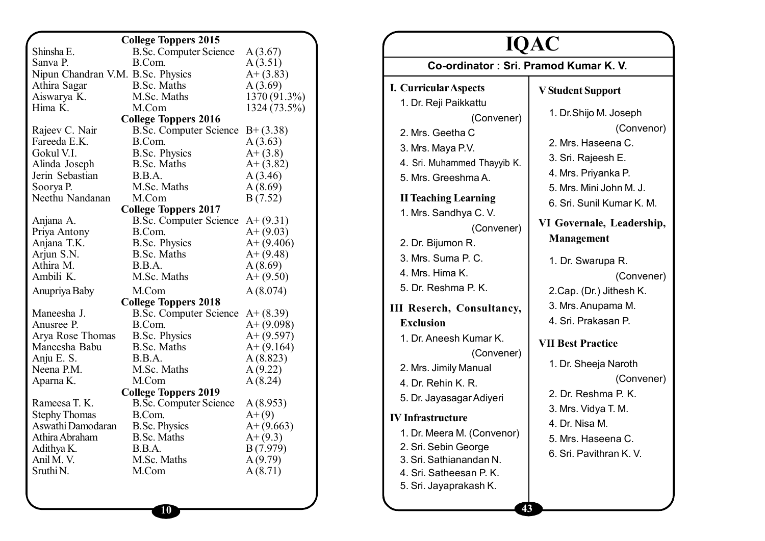## College Toppers 2015

| Name | Course | Grade |
|---|---|---|
| Shinsha E. | B.Sc. Computer Science | A (3.67) |
| Sanva P. | B.Com. | A (3.51) |
| Nipun Chandran V.M. | B.Sc. Physics | A+ (3.83) |
| Athira Sagar | B.Sc. Maths | A (3.69) |
| Aiswarya K. | M.Sc. Maths | 1370 (91.3%) |
| Hima K. | M.Com | 1324 (73.5%) |

## College Toppers 2016

| Name | Course | Grade |
|---|---|---|
| Rajeev C. Nair | B.Sc. Computer Science | B+ (3.38) |
| Fareeda E.K. | B.Com. | A (3.63) |
| Gokul V.I. | B.Sc. Physics | A+ (3.8) |
| Alinda Joseph | B.Sc. Maths | A+ (3.82) |
| Jerin Sebastian | B.B.A. | A (3.46) |
| Soorya P. | M.Sc. Maths | A (8.69) |
| Neethu Nandanan | M.Com | B (7.52) |

## College Toppers 2017

| Name | Course | Grade |
|---|---|---|
| Anjana A. | B.Sc. Computer Science | A+ (9.31) |
| Priya Antony | B.Com. | A+ (9.03) |
| Anjana T.K. | B.Sc. Physics | A+ (9.406) |
| Arjun S.N. | B.Sc. Maths | A+ (9.48) |
| Athira M. | B.B.A. | A (8.69) |
| Ambili K. | M.Sc. Maths | A+ (9.50) |
| Anupriya Baby | M.Com | A (8.074) |

## College Toppers 2018

| Name | Course | Grade |
|---|---|---|
| Maneesha J. | B.Sc. Computer Science | A+ (8.39) |
| Anusree P. | B.Com. | A+ (9.098) |
| Arya Rose Thomas | B.Sc. Physics | A+ (9.597) |
| Maneesha Babu | B.Sc. Maths | A+ (9.164) |
| Anju E. S. | B.B.A. | A (8.823) |
| Neena P.M. | M.Sc. Maths | A (9.22) |
| Aparna K. | M.Com | A (8.24) |

## College Toppers 2019

| Name | Course | Grade |
|---|---|---|
| Rameesa T. K. | B.Sc. Computer Science | A (8.953) |
| Stephy Thomas | B.Com. | A+ (9) |
| Aswathi Damodaran | B.Sc. Physics | A+ (9.663) |
| Athira Abraham | B.Sc. Maths | A+ (9.3) |
| Adithya K. | B.B.A. | B (7.979) |
| Anil M. V. | M.Sc. Maths | A (9.79) |
| Sruthi N. | M.Com | A (8.71) |

# IQAC

**Co-ordinator : Sri. Pramod Kumar K. V.**

**I. Curricular Aspects**

1. Dr. Reji Paikkattu (Convener)
2. Mrs. Geetha C
3. Mrs. Maya P.V.
4. Sri. Muhammed Thayyib K.
5. Mrs. Greeshma A.

**II Teaching Learning**

1. Mrs. Sandhya C. V. (Convener)
2. Dr. Bijumon R.
3. Mrs. Suma P. C.
4. Mrs. Hima K.
5. Dr. Reshma P. K.

**III Reserch, Consultancy, Exclusion**

1. Dr. Aneesh Kumar K. (Convener)
2. Mrs. Jimily Manual
4. Dr. Rehin K. R.
5. Dr. Jayasagar Adiyeri

**IV Infrastructure**

1. Dr. Meera M. (Convenor)
2. Sri. Sebin George
3. Sri. Sathianandan N.
4. Sri. Satheesan P. K.
5. Sri. Jayaprakash K.

**V Student Support**

1. Dr. Shijo M. Joseph (Convenor)
2. Mrs. Haseena C.
3. Sri. Rajeesh E.
4. Mrs. Priyanka P.
5. Mrs. Mini John M. J.
6. Sri. Sunil Kumar K. M.

**VI Governale, Leadership, Management**

1. Dr. Swarupa R. (Convener)
2. Cap. (Dr.) Jithesh K.
3. Mrs. Anupama M.
4. Sri. Prakasan P.

**VII Best Practice**

1. Dr. Sheeja Naroth (Convener)
2. Dr. Reshma P. K.
3. Mrs. Vidya T. M.
4. Dr. Nisa M.
5. Mrs. Haseena C.
6. Sri. Pavithran K. V.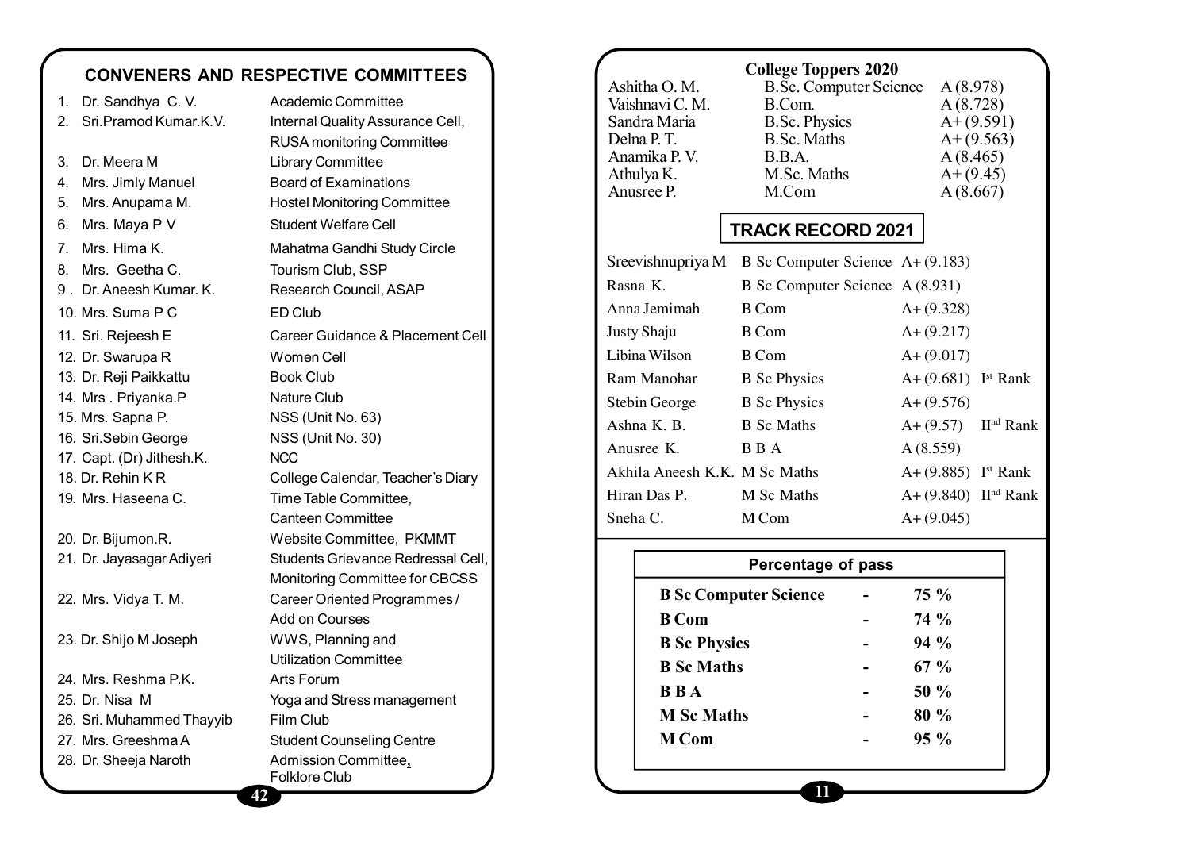## CONVENERS AND RESPECTIVE COMMITTEES

1. Dr. Sandhya C. V. — Academic Committee
2. Sri.Pramod Kumar.K.V. — Internal Quality Assurance Cell, RUSA monitoring Committee
3. Dr. Meera M — Library Committee
4. Mrs. Jimly Manuel — Board of Examinations
5. Mrs. Anupama M. — Hostel Monitoring Committee
6. Mrs. Maya P V — Student Welfare Cell
7. Mrs. Hima K. — Mahatma Gandhi Study Circle
8. Mrs. Geetha C. — Tourism Club, SSP
9. Dr. Aneesh Kumar. K. — Research Council, ASAP
10. Mrs. Suma P C — ED Club
11. Sri. Rejeesh E — Career Guidance & Placement Cell
12. Dr. Swarupa R — Women Cell
13. Dr. Reji Paikkattu — Book Club
14. Mrs . Priyanka.P — Nature Club
15. Mrs. Sapna P. — NSS (Unit No. 63)
16. Sri.Sebin George — NSS (Unit No. 30)
17. Capt. (Dr) Jithesh.K. — NCC
18. Dr. Rehin K R — College Calendar, Teacher's Diary
19. Mrs. Haseena C. — Time Table Committee, Canteen Committee
20. Dr. Bijumon.R. — Website Committee, PKMMT
21. Dr. Jayasagar Adiyeri — Students Grievance Redressal Cell, Monitoring Committee for CBCSS
22. Mrs. Vidya T. M. — Career Oriented Programmes / Add on Courses
23. Dr. Shijo M Joseph — WWS, Planning and Utilization Committee
24. Mrs. Reshma P.K. — Arts Forum
25. Dr. Nisa M — Yoga and Stress management
26. Sri. Muhammed Thayyib — Film Club
27. Mrs. Greeshma A — Student Counseling Centre
28. Dr. Sheeja Naroth — Admission Committee, Folklore Club

## College Toppers 2020

| Name | Course | Grade |
|---|---|---|
| Ashitha O. M. | B.Sc. Computer Science | A (8.978) |
| Vaishnavi C. M. | B.Com. | A (8.728) |
| Sandra Maria | B.Sc. Physics | A+ (9.591) |
| Delna P. T. | B.Sc. Maths | A+ (9.563) |
| Anamika P. V. | B.B.A. | A (8.465) |
| Athulya K. | M.Sc. Maths | A+ (9.45) |
| Anusree P. | M.Com | A (8.667) |

## TRACK RECORD 2021

| Name | Course | Grade | Rank |
|---|---|---|---|
| Sreevishnupriya M | B Sc Computer Science | A+ (9.183) | |
| Rasna K. | B Sc Computer Science | A (8.931) | |
| Anna Jemimah | B Com | A+ (9.328) | |
| Justy Shaju | B Com | A+ (9.217) | |
| Libina Wilson | B Com | A+ (9.017) | |
| Ram Manohar | B Sc Physics | A+ (9.681) | I[st] Rank |
| Stebin George | B Sc Physics | A+ (9.576) | |
| Ashna K. B. | B Sc Maths | A+ (9.57) | II[nd] Rank |
| Anusree K. | B B A | A (8.559) | |
| Akhila Aneesh K.K. | M Sc Maths | A+ (9.885) | I[st] Rank |
| Hiran Das P. | M Sc Maths | A+ (9.840) | II[nd] Rank |
| Sneha C. | M Com | A+ (9.045) | |

### Percentage of pass

| Course | | Percentage |
|---|---|---|
| **B Sc Computer Science** | - | **75 %** |
| **B Com** | - | **74 %** |
| **B Sc Physics** | - | **94 %** |
| **B Sc Maths** | - | **67 %** |
| **B B A** | - | **50 %** |
| **M Sc Maths** | - | **80 %** |
| **M Com** | - | **95 %** |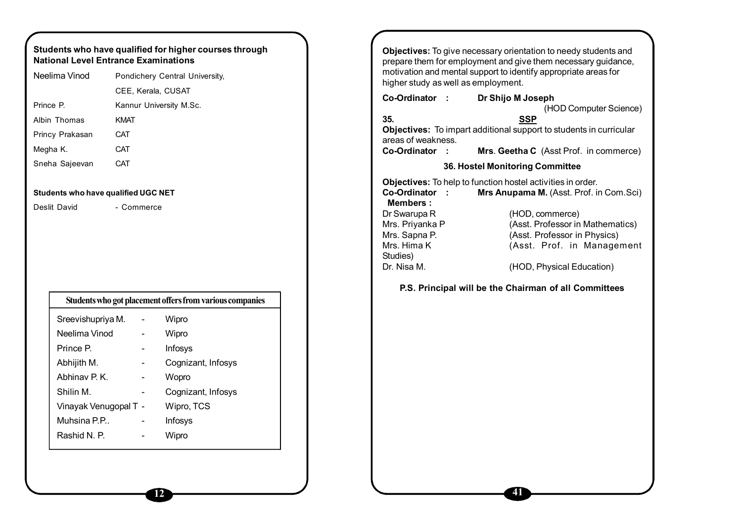**Students who have qualified for higher courses through National Level Entrance Examinations**

| | |
|---|---|
| Neelima Vinod | Pondichery Central University, CEE, Kerala, CUSAT |
| Prince P. | Kannur University M.Sc. |
| Albin Thomas | KMAT |
| Princy Prakasan | CAT |
| Megha K. | CAT |
| Sneha Sajeevan | CAT |

**Students who have qualified UGC NET**

Deslit David - Commerce

| Students who got placement offers from various companies | | |
|---|---|---|
| Sreevishupriya M. | - | Wipro |
| Neelima Vinod | - | Wipro |
| Prince P. | - | Infosys |
| Abhijith M. | - | Cognizant, Infosys |
| Abhinav P. K. | - | Wopro |
| Shilin M. | - | Cognizant, Infosys |
| Vinayak Venugopal T | - | Wipro, TCS |
| Muhsina P.P.. | - | Infosys |
| Rashid N. P. | - | Wipro |

**Objectives:** To give necessary orientation to needy students and prepare them for employment and give them necessary guidance, motivation and mental support to identify appropriate areas for higher study as well as employment.

**Co-Ordinator :** **Dr Shijo M Joseph** (HOD Computer Science)

**35. SSP**

**Objectives:** To impart additional support to students in curricular areas of weakness.

**Co-Ordinator :** **Mrs. Geetha C** (Asst Prof. in commerce)

### 36. Hostel Monitoring Committee

**Objectives:** To help to function hostel activities in order.

**Co-Ordinator :** **Mrs Anupama M.** (Asst. Prof. in Com.Sci)

**Members :**

| | |
|---|---|
| Dr Swarupa R | (HOD, commerce) |
| Mrs. Priyanka P | (Asst. Professor in Mathematics) |
| Mrs. Sapna P. | (Asst. Professor in Physics) |
| Mrs. Hima K | (Asst. Prof. in Management Studies) |
| Dr. Nisa M. | (HOD, Physical Education) |

**P.S. Principal will be the Chairman of all Committees**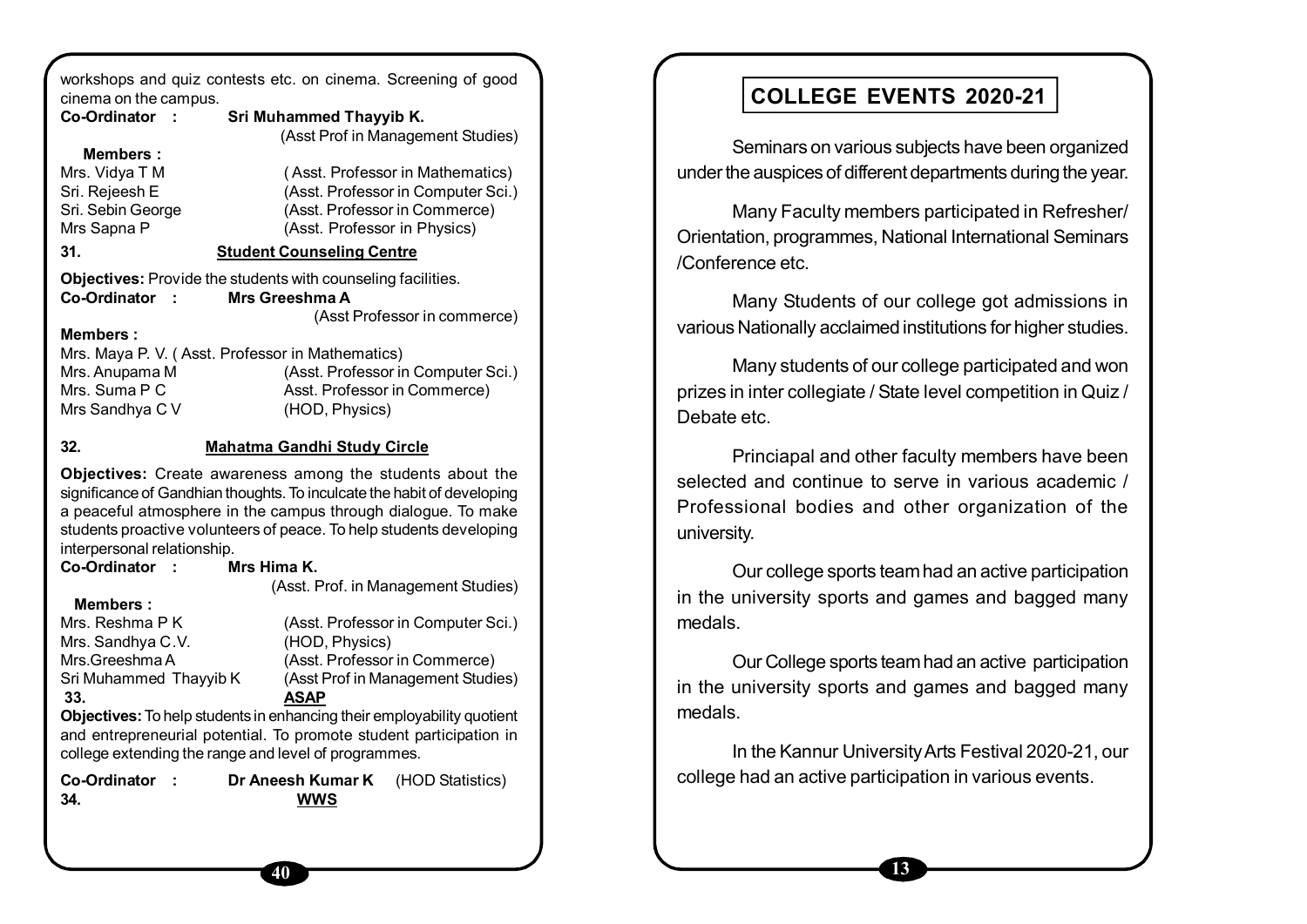workshops and quiz contests etc. on cinema. Screening of good cinema on the campus.

**Co-Ordinator :** **Sri Muhammed Thayyib K.** (Asst Prof in Management Studies)

**Members :**

Mrs. Vidya T M (Asst. Professor in Mathematics)
Sri. Rejeesh E (Asst. Professor in Computer Sci.)
Sri. Sebin George (Asst. Professor in Commerce)
Mrs Sapna P (Asst. Professor in Physics)

**31. Student Counseling Centre**

**Objectives:** Provide the students with counseling facilities.

**Co-Ordinator :** **Mrs Greeshma A** (Asst Professor in commerce)

**Members :**

Mrs. Maya P. V. ( Asst. Professor in Mathematics)
Mrs. Anupama M (Asst. Professor in Computer Sci.)
Mrs. Suma P C Asst. Professor in Commerce)
Mrs Sandhya C V (HOD, Physics)

**32. Mahatma Gandhi Study Circle**

**Objectives:** Create awareness among the students about the significance of Gandhian thoughts. To inculcate the habit of developing a peaceful atmosphere in the campus through dialogue. To make students proactive volunteers of peace. To help students developing interpersonal relationship.

**Co-Ordinator :** **Mrs Hima K.** (Asst. Prof. in Management Studies)

**Members :**

Mrs. Reshma P K (Asst. Professor in Computer Sci.)
Mrs. Sandhya C.V. (HOD, Physics)
Mrs.Greeshma A (Asst. Professor in Commerce)
Sri Muhammed Thayyib K (Asst Prof in Management Studies)

**33. ASAP**

**Objectives:** To help students in enhancing their employability quotient and entrepreneurial potential. To promote student participation in college extending the range and level of programmes.

**Co-Ordinator :** **Dr Aneesh Kumar K** (HOD Statistics)

**34. WWS**

# COLLEGE EVENTS 2020-21

Seminars on various subjects have been organized under the auspices of different departments during the year.

Many Faculty members participated in Refresher/ Orientation, programmes, National International Seminars /Conference etc.

Many Students of our college got admissions in various Nationally acclaimed institutions for higher studies.

Many students of our college participated and won prizes in inter collegiate / State level competition in Quiz / Debate etc.

Princiapal and other faculty members have been selected and continue to serve in various academic / Professional bodies and other organization of the university.

Our college sports team had an active participation in the university sports and games and bagged many medals.

Our College sports team had an active participation in the university sports and games and bagged many medals.

In the Kannur University Arts Festival 2020-21, our college had an active participation in various events.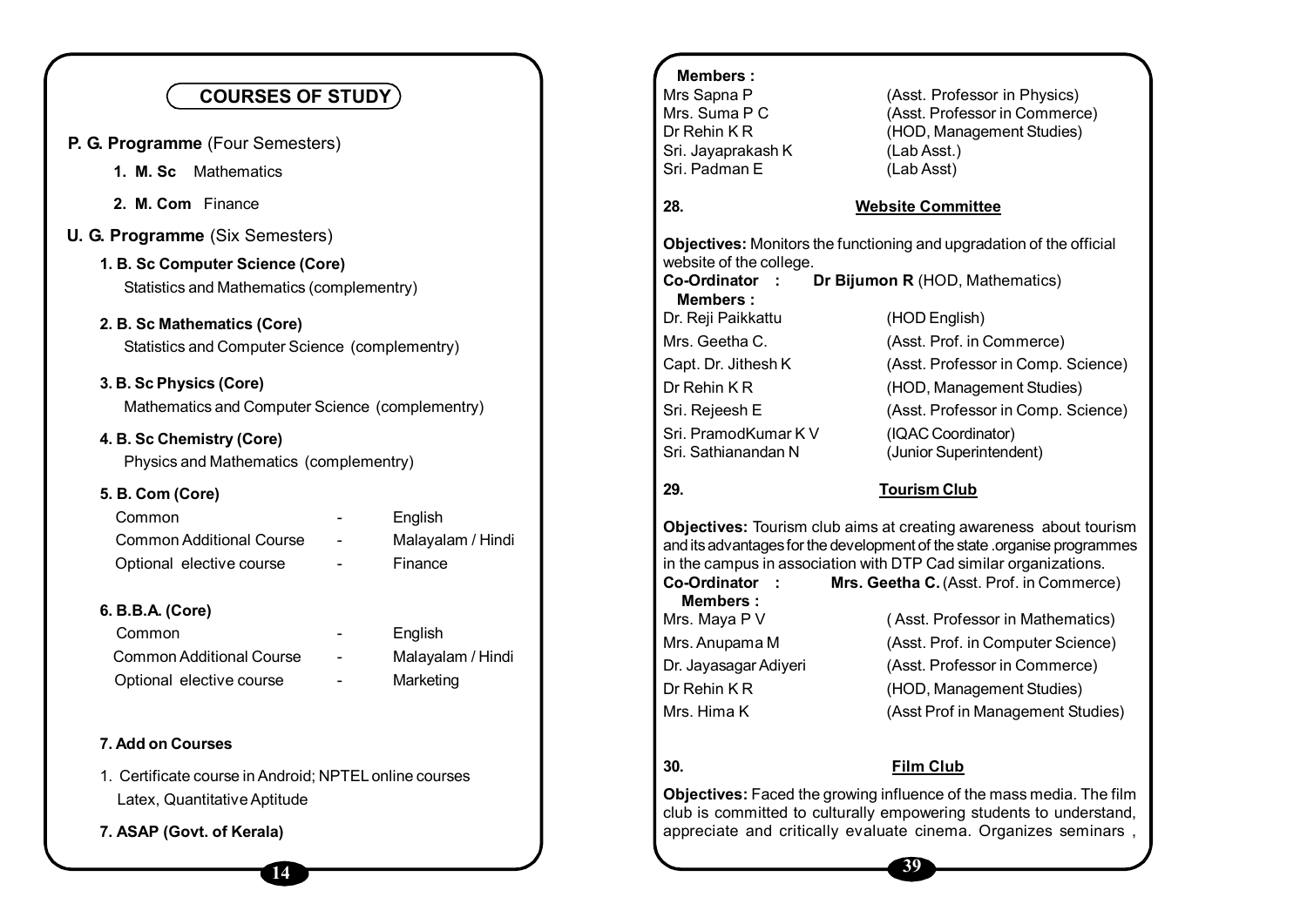## COURSES OF STUDY

**P. G. Programme** (Four Semesters)

1. **M. Sc** Mathematics
2. **M. Com** Finance

**U. G. Programme** (Six Semesters)

**1. B. Sc Computer Science (Core)**

Statistics and Mathematics (complementry)

**2. B. Sc Mathematics (Core)**

Statistics and Computer Science (complementry)

**3. B. Sc Physics (Core)**

Mathematics and Computer Science (complementry)

**4. B. Sc Chemistry (Core)**

Physics and Mathematics (complementry)

**5. B. Com (Core)**

| | | |
|---|---|---|
| Common | - | English |
| Common Additional Course | - | Malayalam / Hindi |
| Optional elective course | - | Finance |

**6. B.B.A. (Core)**

| | | |
|---|---|---|
| Common | - | English |
| Common Additional Course | - | Malayalam / Hindi |
| Optional elective course | - | Marketing |

**7. Add on Courses**

1. Certificate course in Android; NPTEL online courses Latex, Quantitative Aptitude

**7. ASAP (Govt. of Kerala)**

**Members :**

| | |
|---|---|
| Mrs Sapna P | (Asst. Professor in Physics) |
| Mrs. Suma P C | (Asst. Professor in Commerce) |
| Dr Rehin K R | (HOD, Management Studies) |
| Sri. Jayaprakash K | (Lab Asst.) |
| Sri. Padman E | (Lab Asst) |

### 28. Website Committee

**Objectives:** Monitors the functioning and upgradation of the official website of the college.

**Co-Ordinator :** **Dr Bijumon R** (HOD, Mathematics)

**Members :**

| | |
|---|---|
| Dr. Reji Paikkattu | (HOD English) |
| Mrs. Geetha C. | (Asst. Prof. in Commerce) |
| Capt. Dr. Jithesh K | (Asst. Professor in Comp. Science) |
| Dr Rehin K R | (HOD, Management Studies) |
| Sri. Rejeesh E | (Asst. Professor in Comp. Science) |
| Sri. PramodKumar K V | (IQAC Coordinator) |
| Sri. Sathianandan N | (Junior Superintendent) |

### 29. Tourism Club

**Objectives:** Tourism club aims at creating awareness about tourism and its advantages for the development of the state .organise programmes in the campus in association with DTP Cad similar organizations.

**Co-Ordinator :** **Mrs. Geetha C.** (Asst. Prof. in Commerce)

**Members :**

| | |
|---|---|
| Mrs. Maya P V | ( Asst. Professor in Mathematics) |
| Mrs. Anupama M | (Asst. Prof. in Computer Science) |
| Dr. Jayasagar Adiyeri | (Asst. Professor in Commerce) |
| Dr Rehin K R | (HOD, Management Studies) |
| Mrs. Hima K | (Asst Prof in Management Studies) |

### 30. Film Club

**Objectives:** Faced the growing influence of the mass media. The film club is committed to culturally empowering students to understand, appreciate and critically evaluate cinema. Organizes seminars ,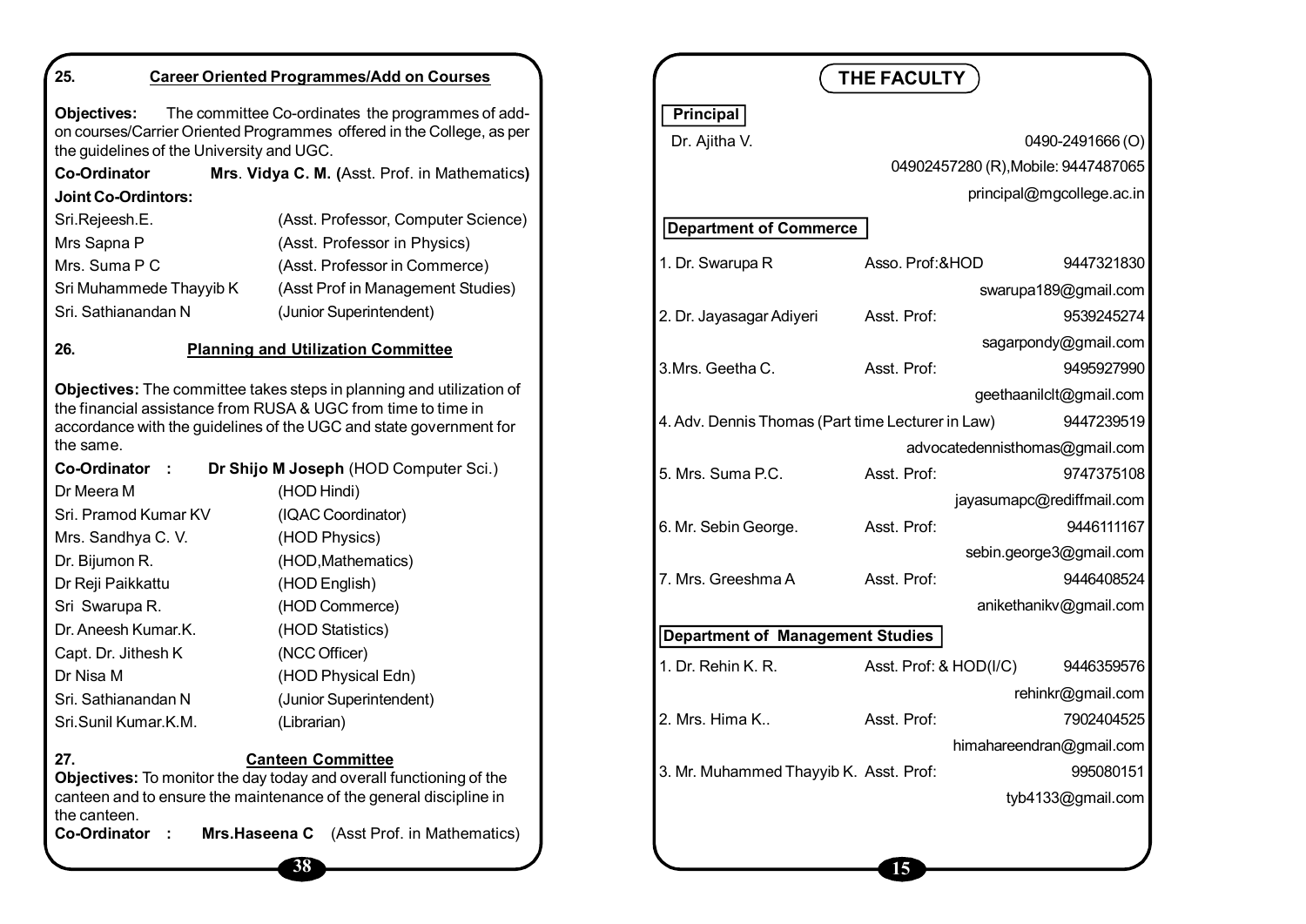## 25. Career Oriented Programmes/Add on Courses

**Objectives:** The committee Co-ordinates the programmes of add-on courses/Carrier Oriented Programmes offered in the College, as per the guidelines of the University and UGC.

**Co-Ordinator** **Mrs. Vidya C. M. (**Asst. Prof. in Mathematics**)**

**Joint Co-Ordintors:**

| | |
|---|---|
| Sri.Rejeesh.E. | (Asst. Professor, Computer Science) |
| Mrs Sapna P | (Asst. Professor in Physics) |
| Mrs. Suma P C | (Asst. Professor in Commerce) |
| Sri Muhammede Thayyib K | (Asst Prof in Management Studies) |
| Sri. Sathianandan N | (Junior Superintendent) |

## 26. Planning and Utilization Committee

**Objectives:** The committee takes steps in planning and utilization of the financial assistance from RUSA & UGC from time to time in accordance with the guidelines of the UGC and state government for the same.

**Co-Ordinator :** **Dr Shijo M Joseph** (HOD Computer Sci.)

| | |
|---|---|
| Dr Meera M | (HOD Hindi) |
| Sri. Pramod Kumar KV | (IQAC Coordinator) |
| Mrs. Sandhya C. V. | (HOD Physics) |
| Dr. Bijumon R. | (HOD,Mathematics) |
| Dr Reji Paikkattu | (HOD English) |
| Sri Swarupa R. | (HOD Commerce) |
| Dr. Aneesh Kumar.K. | (HOD Statistics) |
| Capt. Dr. Jithesh K | (NCC Officer) |
| Dr Nisa M | (HOD Physical Edn) |
| Sri. Sathianandan N | (Junior Superintendent) |
| Sri.Sunil Kumar.K.M. | (Librarian) |

## 27. Canteen Committee

**Objectives:** To monitor the day today and overall functioning of the canteen and to ensure the maintenance of the general discipline in the canteen.

**Co-Ordinator :** **Mrs.Haseena C** (Asst Prof. in Mathematics)

# THE FACULTY

### Principal

Dr. Ajitha V. — 0490-2491666 (O)
04902457280 (R),Mobile: 9447487065
principal@mgcollege.ac.in

### Department of Commerce

| Name | Designation | Phone / Email |
|---|---|---|
| 1. Dr. Swarupa R | Asso. Prof:&HOD | 9447321830 |
| | | swarupa189@gmail.com |
| 2. Dr. Jayasagar Adiyeri | Asst. Prof: | 9539245274 |
| | | sagarpondy@gmail.com |
| 3.Mrs. Geetha C. | Asst. Prof: | 9495927990 |
| | | geethaanilclt@gmail.com |
| 4. Adv. Dennis Thomas (Part time Lecturer in Law) | | 9447239519 |
| | | advocatedennisthomas@gmail.com |
| 5. Mrs. Suma P.C. | Asst. Prof: | 9747375108 |
| | | jayasumapc@rediffmail.com |
| 6. Mr. Sebin George. | Asst. Prof: | 9446111167 |
| | | sebin.george3@gmail.com |
| 7. Mrs. Greeshma A | Asst. Prof: | 9446408524 |
| | | anikethanikv@gmail.com |

### Department of Management Studies

| Name | Designation | Phone / Email |
|---|---|---|
| 1. Dr. Rehin K. R. | Asst. Prof: & HOD(I/C) | 9446359576 |
| | | rehinkr@gmail.com |
| 2. Mrs. Hima K.. | Asst. Prof: | 7902404525 |
| | | himahareendran@gmail.com |
| 3. Mr. Muhammed Thayyib K. | Asst. Prof: | 995080151 |
| | | tyb4133@gmail.com |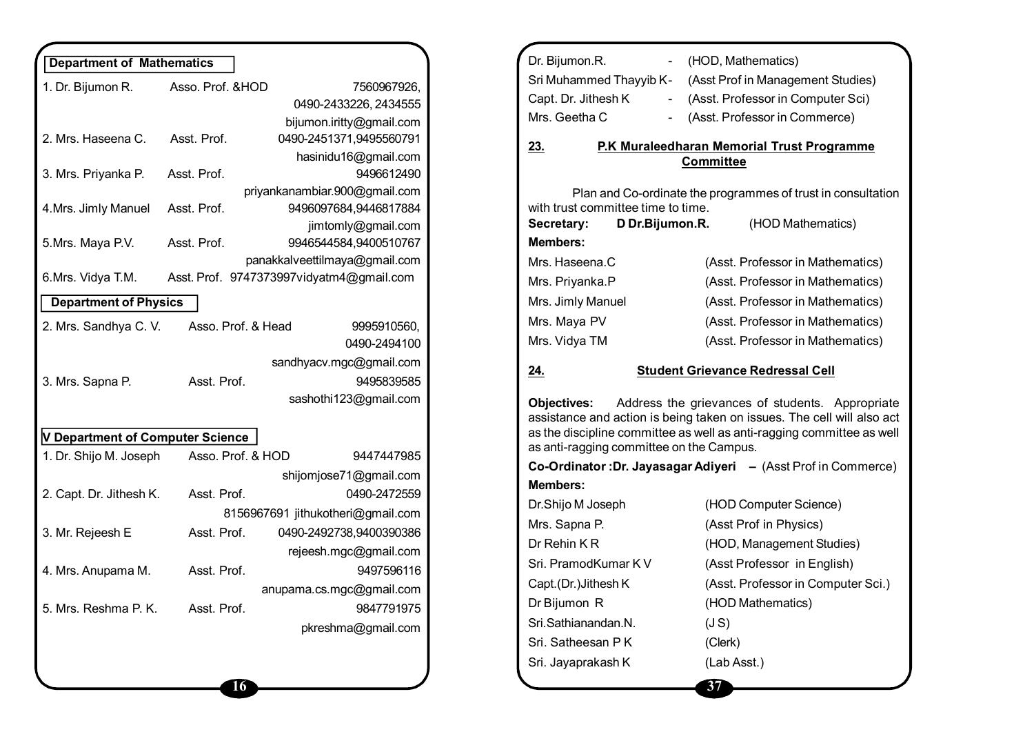**Department of Mathematics**

| | | |
|---|---|---|
| 1. Dr. Bijumon R. | Asso. Prof. &HOD | 7560967926, 0490-2433226, 2434555 bijumon.iritty@gmail.com |
| 2. Mrs. Haseena C. | Asst. Prof. | 0490-2451371,9495560791 hasinidu16@gmail.com |
| 3. Mrs. Priyanka P. | Asst. Prof. | 9496612490 priyankanambiar.900@gmail.com |
| 4.Mrs. Jimly Manuel | Asst. Prof. | 9496097684,9446817884 jimtomly@gmail.com |
| 5.Mrs. Maya P.V. | Asst. Prof. | 9946544584,9400510767 panakkalveettilmaya@gmail.com |
| 6.Mrs. Vidya T.M. | Asst. Prof. | 9747373997vidyatm4@gmail.com |

**Department of Physics**

| | | |
|---|---|---|
| 2. Mrs. Sandhya C. V. | Asso. Prof. & Head | 9995910560, 0490-2494100 sandhyacv.mgc@gmail.com |
| 3. Mrs. Sapna P. | Asst. Prof. | 9495839585 sashothi123@gmail.com |

**V Department of Computer Science**

| | | |
|---|---|---|
| 1. Dr. Shijo M. Joseph | Asso. Prof. & HOD | 9447447985 shijomjose71@gmail.com |
| 2. Capt. Dr. Jithesh K. | Asst. Prof. | 0490-2472559 8156967691 jithukotheri@gmail.com |
| 3. Mr. Rejeesh E | Asst. Prof. | 0490-2492738,9400390386 rejeesh.mgc@gmail.com |
| 4. Mrs. Anupama M. | Asst. Prof. | 9497596116 anupama.cs.mgc@gmail.com |
| 5. Mrs. Reshma P. K. | Asst. Prof. | 9847791975 pkreshma@gmail.com |

Dr. Bijumon.R. - (HOD, Mathematics)
Sri Muhammed Thayyib K- (Asst Prof in Management Studies)
Capt. Dr. Jithesh K - (Asst. Professor in Computer Sci)
Mrs. Geetha C - (Asst. Professor in Commerce)

## 23. P.K Muraleedharan Memorial Trust Programme Committee

Plan and Co-ordinate the programmes of trust in consultation with trust committee time to time.

**Secretary:** **D Dr.Bijumon.R.** (HOD Mathematics)

**Members:**

| | |
|---|---|
| Mrs. Haseena.C | (Asst. Professor in Mathematics) |
| Mrs. Priyanka.P | (Asst. Professor in Mathematics) |
| Mrs. Jimly Manuel | (Asst. Professor in Mathematics) |
| Mrs. Maya PV | (Asst. Professor in Mathematics) |
| Mrs. Vidya TM | (Asst. Professor in Mathematics) |

## 24. Student Grievance Redressal Cell

**Objectives:** Address the grievances of students. Appropriate assistance and action is being taken on issues. The cell will also act as the discipline committee as well as anti-ragging committee as well as anti-ragging committee on the Campus.

**Co-Ordinator :Dr. Jayasagar Adiyeri –** (Asst Prof in Commerce)

**Members:**

| | |
|---|---|
| Dr.Shijo M Joseph | (HOD Computer Science) |
| Mrs. Sapna P. | (Asst Prof in Physics) |
| Dr Rehin K R | (HOD, Management Studies) |
| Sri. PramodKumar K V | (Asst Professor in English) |
| Capt.(Dr.)Jithesh K | (Asst. Professor in Computer Sci.) |
| Dr Bijumon R | (HOD Mathematics) |
| Sri.Sathianandan.N. | (J S) |
| Sri. Satheesan P K | (Clerk) |
| Sri. Jayaprakash K | (Lab Asst.) |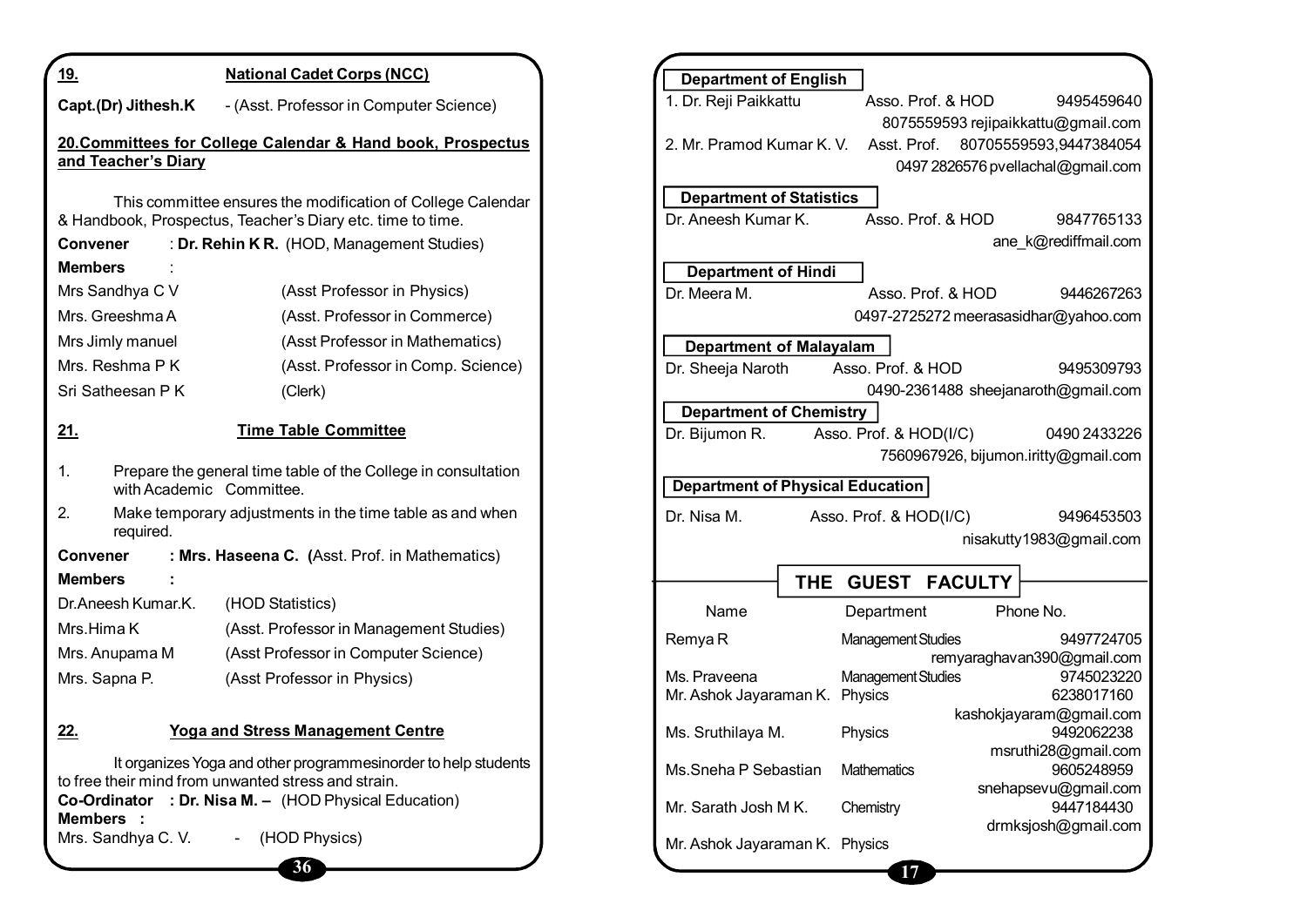## 19. National Cadet Corps (NCC)

**Capt.(Dr) Jithesh.K** - (Asst. Professor in Computer Science)

## 20. Committees for College Calendar & Hand book, Prospectus and Teacher's Diary

This committee ensures the modification of College Calendar & Handbook, Prospectus, Teacher's Diary etc. time to time.

**Convener** : **Dr. Rehin K R.** (HOD, Management Studies)

**Members** :

| | |
|---|---|
| Mrs Sandhya C V | (Asst Professor in Physics) |
| Mrs. Greeshma A | (Asst. Professor in Commerce) |
| Mrs Jimly manuel | (Asst Professor in Mathematics) |
| Mrs. Reshma P K | (Asst. Professor in Comp. Science) |
| Sri Satheesan P K | (Clerk) |

## 21. Time Table Committee

1. Prepare the general time table of the College in consultation with Academic Committee.
2. Make temporary adjustments in the time table as and when required.

**Convener** : **Mrs. Haseena C.** (Asst. Prof. in Mathematics)

**Members** :

| | |
|---|---|
| Dr.Aneesh Kumar.K. | (HOD Statistics) |
| Mrs.Hima K | (Asst. Professor in Management Studies) |
| Mrs. Anupama M | (Asst Professor in Computer Science) |
| Mrs. Sapna P. | (Asst Professor in Physics) |

## 22. Yoga and Stress Management Centre

It organizes Yoga and other programmesinorder to help students to free their mind from unwanted stress and strain.

**Co-Ordinator** : **Dr. Nisa M. –** (HOD Physical Education)

**Members** :

Mrs. Sandhya C. V. - (HOD Physics)

**Department of English**

1. Dr. Reji Paikkattu — Asso. Prof. & HOD — 9495459640, 8075559593 rejipaikkattu@gmail.com
2. Mr. Pramod Kumar K. V. — Asst. Prof. — 80705559593,9447384054, 0497 2826576 pvellachal@gmail.com

**Department of Statistics**

Dr. Aneesh Kumar K. — Asso. Prof. & HOD — 9847765133, ane_k@rediffmail.com

**Department of Hindi**

Dr. Meera M. — Asso. Prof. & HOD — 9446267263, 0497-2725272 meerasasidhar@yahoo.com

**Department of Malayalam**

Dr. Sheeja Naroth — Asso. Prof. & HOD — 9495309793, 0490-2361488 sheejanaroth@gmail.com

**Department of Chemistry**

Dr. Bijumon R. — Asso. Prof. & HOD(I/C) — 0490 2433226, 7560967926, bijumon.iritty@gmail.com

**Department of Physical Education**

Dr. Nisa M. — Asso. Prof. & HOD(I/C) — 9496453503, nisakutty1983@gmail.com

## THE GUEST FACULTY

| Name | Department | Phone No. |
|---|---|---|
| Remya R | Management Studies | 9497724705 remyaraghavan390@gmail.com |
| Ms. Praveena | Management Studies | 9745023220 |
| Mr. Ashok Jayaraman K. | Physics | 6238017160 kashokjayaram@gmail.com |
| Ms. Sruthilaya M. | Physics | 9492062238 msruthi28@gmail.com |
| Ms.Sneha P Sebastian | Mathematics | 9605248959 snehapsevu@gmail.com |
| Mr. Sarath Josh M K. | Chemistry | 9447184430 drmksjosh@gmail.com |
| Mr. Ashok Jayaraman K. | Physics | |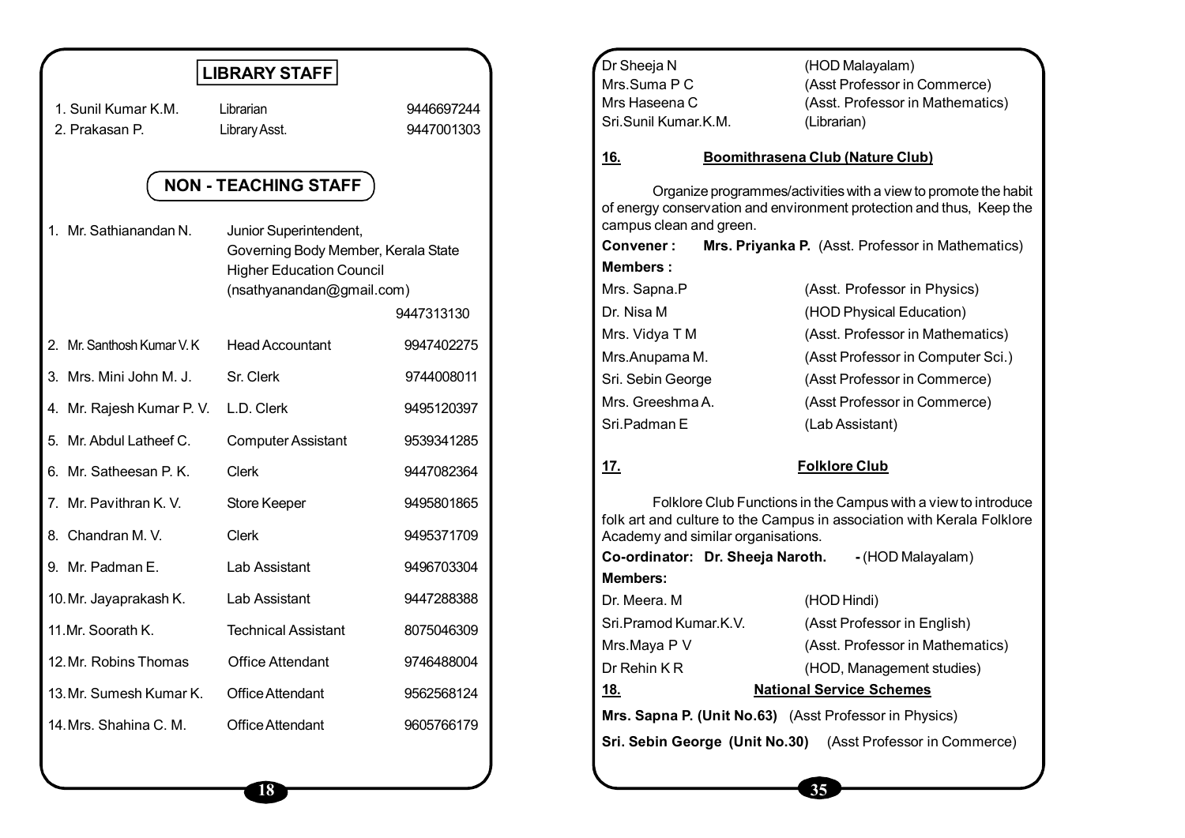## LIBRARY STAFF

| | Name | Designation | Phone |
|---|---|---|---|
| 1. | Sunil Kumar K.M. | Librarian | 9446697244 |
| 2. | Prakasan P. | Library Asst. | 9447001303 |

## NON - TEACHING STAFF

| | Name | Designation | Phone |
|---|---|---|---|
| 1. | Mr. Sathianandan N. | Junior Superintendent, Governing Body Member, Kerala State Higher Education Council (nsathyanandan@gmail.com) | 9447313130 |
| 2. | Mr. Santhosh Kumar V. K | Head Accountant | 9947402275 |
| 3. | Mrs. Mini John M. J. | Sr. Clerk | 9744008011 |
| 4. | Mr. Rajesh Kumar P. V. | L.D. Clerk | 9495120397 |
| 5. | Mr. Abdul Latheef C. | Computer Assistant | 9539341285 |
| 6. | Mr. Satheesan P. K. | Clerk | 9447082364 |
| 7. | Mr. Pavithran K. V. | Store Keeper | 9495801865 |
| 8. | Chandran M. V. | Clerk | 9495371709 |
| 9. | Mr. Padman E. | Lab Assistant | 9496703304 |
| 10. | Mr. Jayaprakash K. | Lab Assistant | 9447288388 |
| 11. | Mr. Soorath K. | Technical Assistant | 8075046309 |
| 12. | Mr. Robins Thomas | Office Attendant | 9746488004 |
| 13. | Mr. Sumesh Kumar K. | Office Attendant | 9562568124 |
| 14. | Mrs. Shahina C. M. | Office Attendant | 9605766179 |

Dr Sheeja N (HOD Malayalam)
Mrs.Suma P C (Asst Professor in Commerce)
Mrs Haseena C (Asst. Professor in Mathematics)
Sri.Sunil Kumar.K.M. (Librarian)

### 16. Boomithrasena Club (Nature Club)

Organize programmes/activities with a view to promote the habit of energy conservation and environment protection and thus, Keep the campus clean and green.

**Convener :** **Mrs. Priyanka P.** (Asst. Professor in Mathematics)

**Members :**

Mrs. Sapna.P (Asst. Professor in Physics)
Dr. Nisa M (HOD Physical Education)
Mrs. Vidya T M (Asst. Professor in Mathematics)
Mrs.Anupama M. (Asst Professor in Computer Sci.)
Sri. Sebin George (Asst Professor in Commerce)
Mrs. Greeshma A. (Asst Professor in Commerce)
Sri.Padman E (Lab Assistant)

### 17. Folklore Club

Folklore Club Functions in the Campus with a view to introduce folk art and culture to the Campus in association with Kerala Folklore Academy and similar organisations.

**Co-ordinator: Dr. Sheeja Naroth.** - (HOD Malayalam)

**Members:**

Dr. Meera. M (HOD Hindi)
Sri.Pramod Kumar.K.V. (Asst Professor in English)
Mrs.Maya P V (Asst. Professor in Mathematics)
Dr Rehin K R (HOD, Management studies)

### 18. National Service Schemes

**Mrs. Sapna P. (Unit No.63)** (Asst Professor in Physics)

**Sri. Sebin George (Unit No.30)** (Asst Professor in Commerce)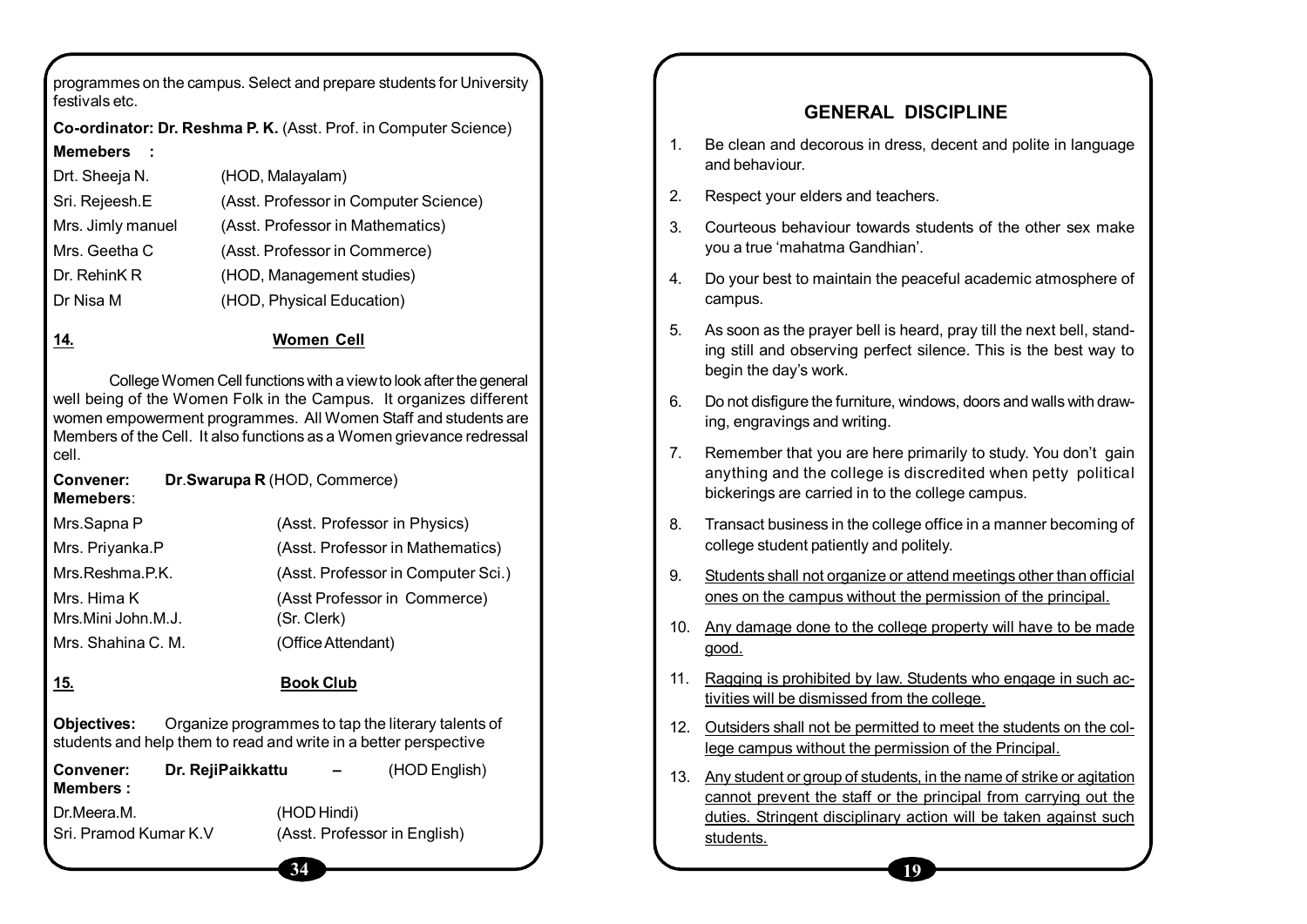programmes on the campus. Select and prepare students for University festivals etc.

**Co-ordinator: Dr. Reshma P. K.** (Asst. Prof. in Computer Science)

**Memebers :**

| | |
|---|---|
| Drt. Sheeja N. | (HOD, Malayalam) |
| Sri. Rejeesh.E | (Asst. Professor in Computer Science) |
| Mrs. Jimly manuel | (Asst. Professor in Mathematics) |
| Mrs. Geetha C | (Asst. Professor in Commerce) |
| Dr. RehinK R | (HOD, Management studies) |
| Dr Nisa M | (HOD, Physical Education) |

## 14. Women Cell

College Women Cell functions with a view to look after the general well being of the Women Folk in the Campus. It organizes different women empowerment programmes. All Women Staff and students are Members of the Cell. It also functions as a Women grievance redressal cell.

**Convener:** **Dr.Swarupa R** (HOD, Commerce)

**Memebers**:

| | |
|---|---|
| Mrs.Sapna P | (Asst. Professor in Physics) |
| Mrs. Priyanka.P | (Asst. Professor in Mathematics) |
| Mrs.Reshma.P.K. | (Asst. Professor in Computer Sci.) |
| Mrs. Hima K | (Asst Professor in Commerce) |
| Mrs.Mini John.M.J. | (Sr. Clerk) |
| Mrs. Shahina C. M. | (Office Attendant) |

## 15. Book Club

**Objectives:** Organize programmes to tap the literary talents of students and help them to read and write in a better perspective

**Convener:** **Dr. RejiPaikkattu** – (HOD English)

**Members :**

| | |
|---|---|
| Dr.Meera.M. | (HOD Hindi) |
| Sri. Pramod Kumar K.V | (Asst. Professor in English) |

## GENERAL DISCIPLINE

1. Be clean and decorous in dress, decent and polite in language and behaviour.
2. Respect your elders and teachers.
3. Courteous behaviour towards students of the other sex make you a true 'mahatma Gandhian'.
4. Do your best to maintain the peaceful academic atmosphere of campus.
5. As soon as the prayer bell is heard, pray till the next bell, standing still and observing perfect silence. This is the best way to begin the day's work.
6. Do not disfigure the furniture, windows, doors and walls with drawing, engravings and writing.
7. Remember that you are here primarily to study. You don't gain anything and the college is discredited when petty political bickerings are carried in to the college campus.
8. Transact business in the college office in a manner becoming of college student patiently and politely.
9. <u>Students shall not organize or attend meetings other than official ones on the campus without the permission of the principal.</u>
10. <u>Any damage done to the college property will have to be made good.</u>
11. <u>Ragging is prohibited by law. Students who engage in such activities will be dismissed from the college.</u>
12. <u>Outsiders shall not be permitted to meet the students on the college campus without the permission of the Principal.</u>
13. <u>Any student or group of students, in the name of strike or agitation cannot prevent the staff or the principal from carrying out the duties. Stringent disciplinary action will be taken against such students.</u>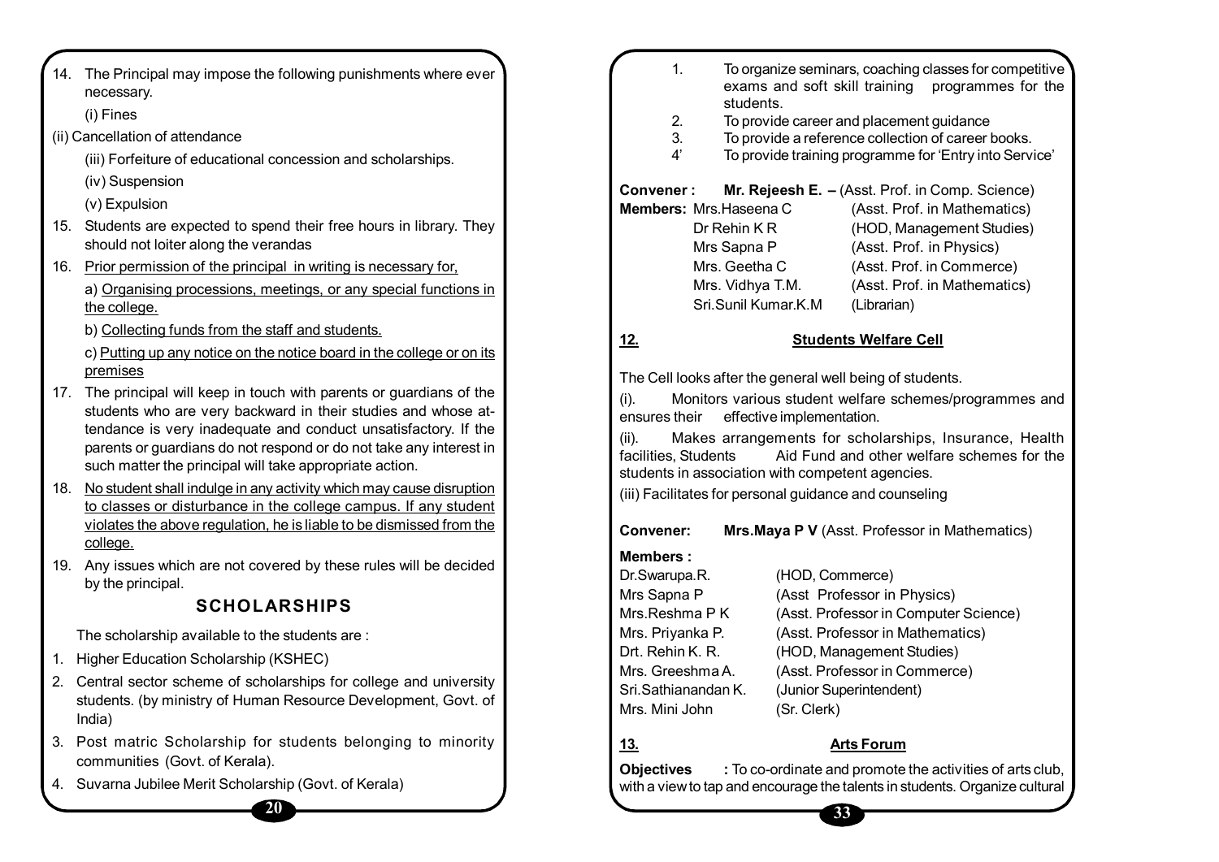14. The Principal may impose the following punishments where ever necessary.

    (i) Fines

    (ii) Cancellation of attendance

    (iii) Forfeiture of educational concession and scholarships.

    (iv) Suspension

    (v) Expulsion

15. Students are expected to spend their free hours in library. They should not loiter along the verandas
16. Prior permission of the principal in writing is necessary for,

    a) Organising processions, meetings, or any special functions in the college.

    b) Collecting funds from the staff and students.

    c) Putting up any notice on the notice board in the college or on its premises
17. The principal will keep in touch with parents or guardians of the students who are very backward in their studies and whose attendance is very inadequate and conduct unsatisfactory. If the parents or guardians do not respond or do not take any interest in such matter the principal will take appropriate action.
18. No student shall indulge in any activity which may cause disruption to classes or disturbance in the college campus. If any student violates the above regulation, he is liable to be dismissed from the college.
19. Any issues which are not covered by these rules will be decided by the principal.

## SCHOLARSHIPS

The scholarship available to the students are :

1. Higher Education Scholarship (KSHEC)
2. Central sector scheme of scholarships for college and university students. (by ministry of Human Resource Development, Govt. of India)
3. Post matric Scholarship for students belonging to minority communities (Govt. of Kerala).
4. Suvarna Jubilee Merit Scholarship (Govt. of Kerala)

1. To organize seminars, coaching classes for competitive exams and soft skill training programmes for the students.
2. To provide career and placement guidance
3. To provide a reference collection of career books.
4' To provide training programme for 'Entry into Service'

**Convener :** **Mr. Rejeesh E. –** (Asst. Prof. in Comp. Science)

**Members:** Mrs.Haseena C (Asst. Prof. in Mathematics)
Dr Rehin K R (HOD, Management Studies)
Mrs Sapna P (Asst. Prof. in Physics)
Mrs. Geetha C (Asst. Prof. in Commerce)
Mrs. Vidhya T.M. (Asst. Prof. in Mathematics)
Sri.Sunil Kumar.K.M (Librarian)

## 12. Students Welfare Cell

The Cell looks after the general well being of students.

(i). Monitors various student welfare schemes/programmes and ensures their effective implementation.

(ii). Makes arrangements for scholarships, Insurance, Health facilities, Students Aid Fund and other welfare schemes for the students in association with competent agencies.

(iii) Facilitates for personal guidance and counseling

**Convener:** **Mrs.Maya P V** (Asst. Professor in Mathematics)

**Members :**

Dr.Swarupa.R. (HOD, Commerce)
Mrs Sapna P (Asst Professor in Physics)
Mrs.Reshma P K (Asst. Professor in Computer Science)
Mrs. Priyanka P. (Asst. Professor in Mathematics)
Drt. Rehin K. R. (HOD, Management Studies)
Mrs. Greeshma A. (Asst. Professor in Commerce)
Sri.Sathianandan K. (Junior Superintendent)
Mrs. Mini John (Sr. Clerk)

## 13. Arts Forum

**Objectives :** To co-ordinate and promote the activities of arts club, with a view to tap and encourage the talents in students. Organize cultural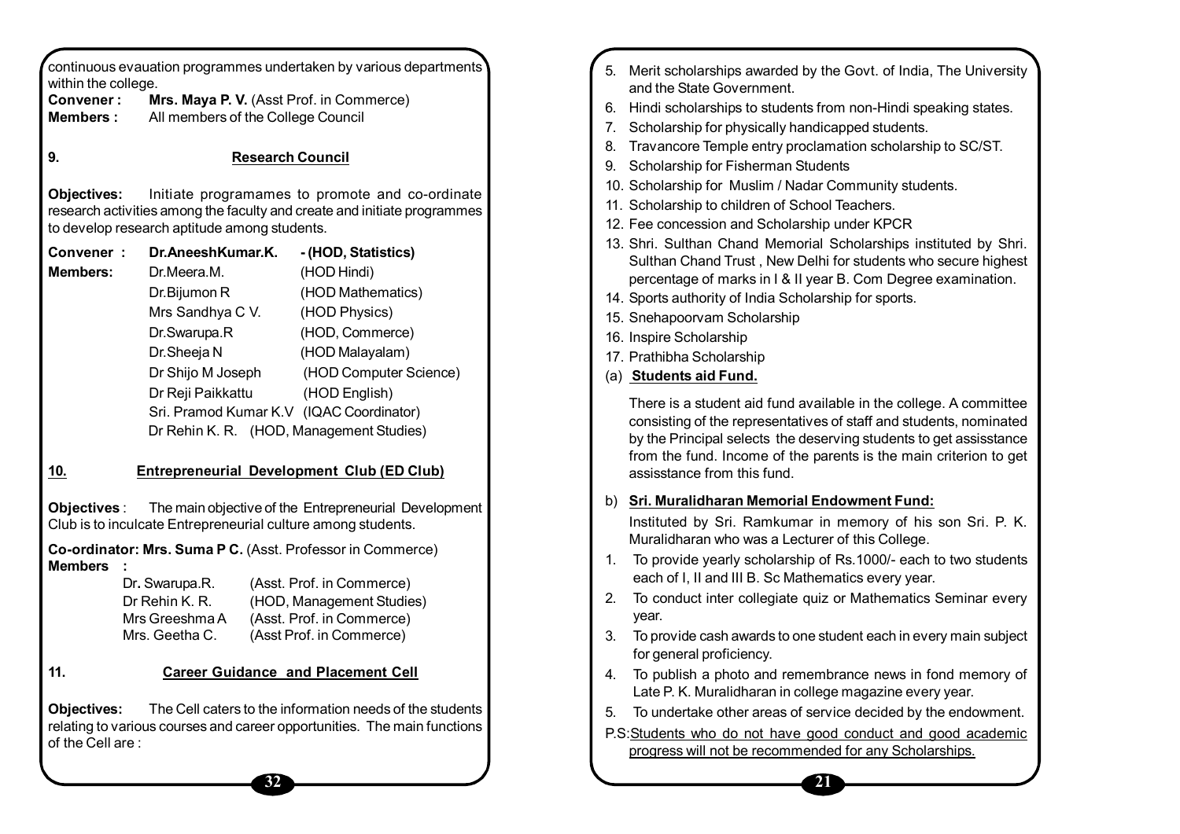continuous evauation programmes undertaken by various departments within the college.

**Convener :** **Mrs. Maya P. V.** (Asst Prof. in Commerce)
**Members :** All members of the College Council

## 9. Research Council

**Objectives:** Initiate programames to promote and co-ordinate research activities among the faculty and create and initiate programmes to develop research aptitude among students.

**Convener :** **Dr.AneeshKumar.K. - (HOD, Statistics)**

**Members:**

- Dr.Meera.M. (HOD Hindi)
- Dr.Bijumon R (HOD Mathematics)
- Mrs Sandhya C V. (HOD Physics)
- Dr.Swarupa.R (HOD, Commerce)
- Dr.Sheeja N (HOD Malayalam)
- Dr Shijo M Joseph (HOD Computer Science)
- Dr Reji Paikkattu (HOD English)
- Sri. Pramod Kumar K.V (IQAC Coordinator)
- Dr Rehin K. R. (HOD, Management Studies)

## 10. Entrepreneurial Development Club (ED Club)

**Objectives** : The main objective of the Entrepreneurial Development Club is to inculcate Entrepreneurial culture among students.

**Co-ordinator: Mrs. Suma P C.** (Asst. Professor in Commerce)

**Members :**

- Dr. Swarupa.R. (Asst. Prof. in Commerce)
- Dr Rehin K. R. (HOD, Management Studies)
- Mrs Greeshma A (Asst. Prof. in Commerce)
- Mrs. Geetha C. (Asst Prof. in Commerce)

## 11. Career Guidance and Placement Cell

**Objectives:** The Cell caters to the information needs of the students relating to various courses and career opportunities. The main functions of the Cell are :

5. Merit scholarships awarded by the Govt. of India, The University and the State Government.
6. Hindi scholarships to students from non-Hindi speaking states.
7. Scholarship for physically handicapped students.
8. Travancore Temple entry proclamation scholarship to SC/ST.
9. Scholarship for Fisherman Students
10. Scholarship for Muslim / Nadar Community students.
11. Scholarship to children of School Teachers.
12. Fee concession and Scholarship under KPCR
13. Shri. Sulthan Chand Memorial Scholarships instituted by Shri. Sulthan Chand Trust , New Delhi for students who secure highest percentage of marks in I & II year B. Com Degree examination.
14. Sports authority of India Scholarship for sports.
15. Snehapoorvam Scholarship
16. Inspire Scholarship
17. Prathibha Scholarship

(a) **Students aid Fund.**

There is a student aid fund available in the college. A committee consisting of the representatives of staff and students, nominated by the Principal selects the deserving students to get assisstance from the fund. Income of the parents is the main criterion to get assisstance from this fund.

b) **Sri. Muralidharan Memorial Endowment Fund:**

Instituted by Sri. Ramkumar in memory of his son Sri. P. K. Muralidharan who was a Lecturer of this College.

1. To provide yearly scholarship of Rs.1000/- each to two students each of I, II and III B. Sc Mathematics every year.
2. To conduct inter collegiate quiz or Mathematics Seminar every year.
3. To provide cash awards to one student each in every main subject for general proficiency.
4. To publish a photo and remembrance news in fond memory of Late P. K. Muralidharan in college magazine every year.
5. To undertake other areas of service decided by the endowment.

P.S: Students who do not have good conduct and good academic progress will not be recommended for any Scholarships.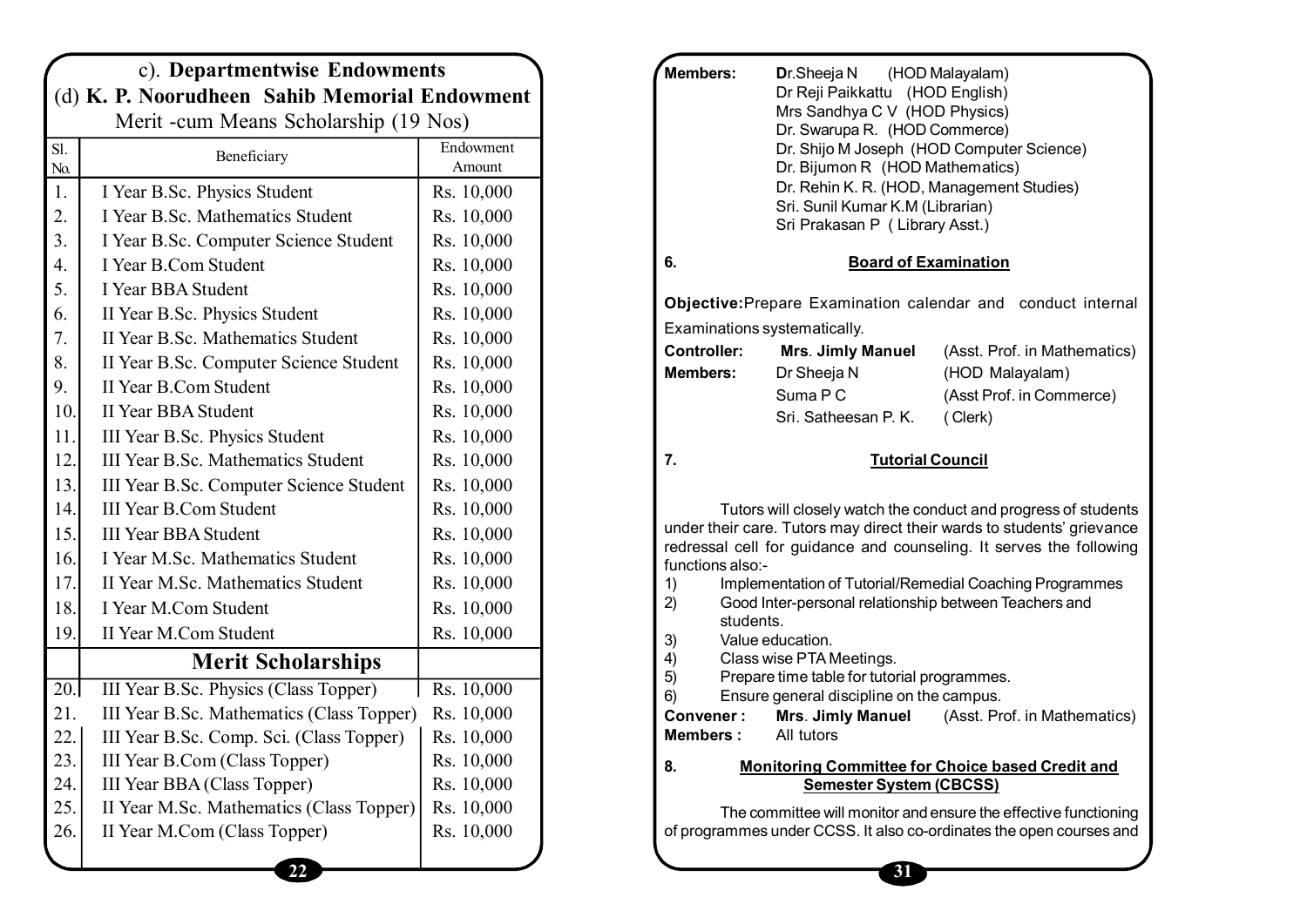### c). Departmentwise Endowments

### (d) K. P. Noorudheen Sahib Memorial Endowment

Merit -cum Means Scholarship (19 Nos)

| Sl. No. | Beneficiary | Endowment Amount |
|---|---|---|
| 1. | I Year B.Sc. Physics Student | Rs. 10,000 |
| 2. | I Year B.Sc. Mathematics Student | Rs. 10,000 |
| 3. | I Year B.Sc. Computer Science Student | Rs. 10,000 |
| 4. | I Year B.Com Student | Rs. 10,000 |
| 5. | I Year BBA Student | Rs. 10,000 |
| 6. | II Year B.Sc. Physics Student | Rs. 10,000 |
| 7. | II Year B.Sc. Mathematics Student | Rs. 10,000 |
| 8. | II Year B.Sc. Computer Science Student | Rs. 10,000 |
| 9. | II Year B.Com Student | Rs. 10,000 |
| 10. | II Year BBA Student | Rs. 10,000 |
| 11. | III Year B.Sc. Physics Student | Rs. 10,000 |
| 12. | III Year B.Sc. Mathematics Student | Rs. 10,000 |
| 13. | III Year B.Sc. Computer Science Student | Rs. 10,000 |
| 14. | III Year B.Com Student | Rs. 10,000 |
| 15. | III Year BBA Student | Rs. 10,000 |
| 16. | I Year M.Sc. Mathematics Student | Rs. 10,000 |
| 17. | II Year M.Sc. Mathematics Student | Rs. 10,000 |
| 18. | I Year M.Com Student | Rs. 10,000 |
| 19. | II Year M.Com Student | Rs. 10,000 |
| | **Merit Scholarships** | |
| 20. | III Year B.Sc. Physics (Class Topper) | Rs. 10,000 |
| 21. | III Year B.Sc. Mathematics (Class Topper) | Rs. 10,000 |
| 22. | III Year B.Sc. Comp. Sci. (Class Topper) | Rs. 10,000 |
| 23. | III Year B.Com (Class Topper) | Rs. 10,000 |
| 24. | III Year BBA (Class Topper) | Rs. 10,000 |
| 25. | II Year M.Sc. Mathematics (Class Topper) | Rs. 10,000 |
| 26. | II Year M.Com (Class Topper) | Rs. 10,000 |

**Members:** Dr.Sheeja N (HOD Malayalam)
Dr Reji Paikkattu (HOD English)
Mrs Sandhya C V (HOD Physics)
Dr. Swarupa R. (HOD Commerce)
Dr. Shijo M Joseph (HOD Computer Science)
Dr. Bijumon R (HOD Mathematics)
Dr. Rehin K. R. (HOD, Management Studies)
Sri. Sunil Kumar K.M (Librarian)
Sri Prakasan P ( Library Asst.)

### 6. Board of Examination

**Objective:** Prepare Examination calendar and conduct internal Examinations systematically.

**Controller:** **Mrs. Jimly Manuel** (Asst. Prof. in Mathematics)
**Members:** Dr Sheeja N (HOD Malayalam)
Suma P C (Asst Prof. in Commerce)
Sri. Satheesan P. K. ( Clerk)

### 7. Tutorial Council

Tutors will closely watch the conduct and progress of students under their care. Tutors may direct their wards to students' grievance redressal cell for guidance and counseling. It serves the following functions also:-

1) Implementation of Tutorial/Remedial Coaching Programmes
2) Good Inter-personal relationship between Teachers and students.
3) Value education.
4) Class wise PTA Meetings.
5) Prepare time table for tutorial programmes.
6) Ensure general discipline on the campus.

**Convener :** **Mrs. Jimly Manuel** (Asst. Prof. in Mathematics)
**Members :** All tutors

### 8. Monitoring Committee for Choice based Credit and Semester System (CBCSS)

The committee will monitor and ensure the effective functioning of programmes under CCSS. It also co-ordinates the open courses and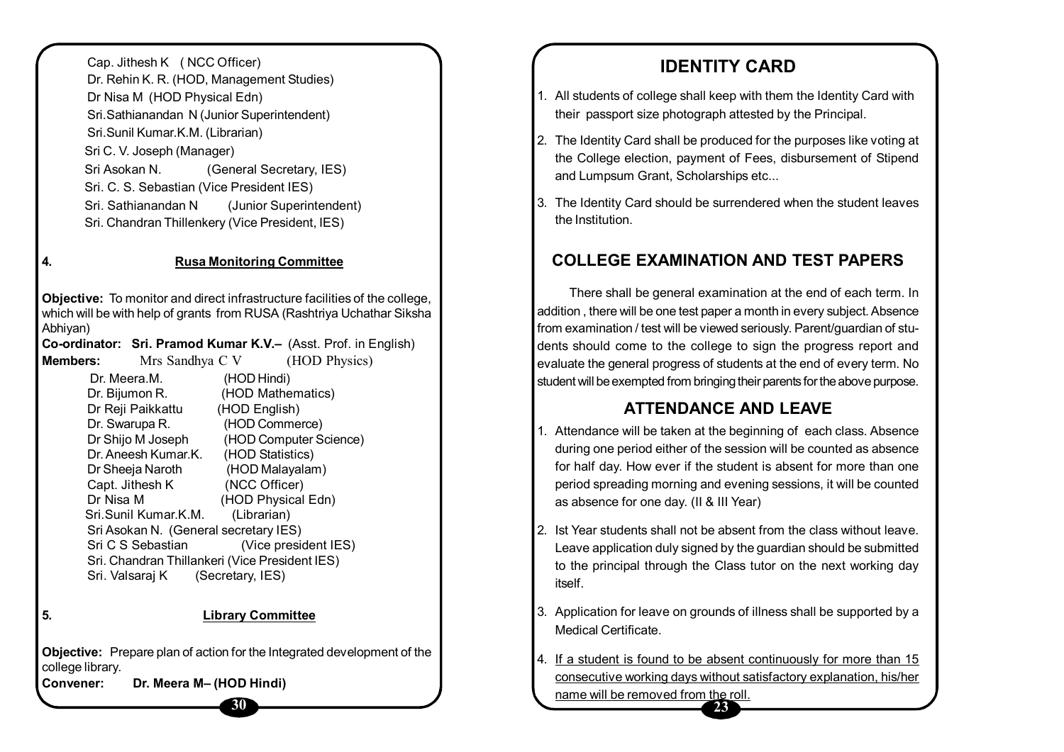Cap. Jithesh K ( NCC Officer)
Dr. Rehin K. R. (HOD, Management Studies)
Dr Nisa M (HOD Physical Edn)
Sri.Sathianandan N (Junior Superintendent)
Sri.Sunil Kumar.K.M. (Librarian)
Sri C. V. Joseph (Manager)
Sri Asokan N. (General Secretary, IES)
Sri. C. S. Sebastian (Vice President IES)
Sri. Sathianandan N (Junior Superintendent)
Sri. Chandran Thillenkery (Vice President, IES)

**4. Rusa Monitoring Committee**

**Objective:** To monitor and direct infrastructure facilities of the college, which will be with help of grants from RUSA (Rashtriya Uchathar Siksha Abhiyan)

**Co-ordinator: Sri. Pramod Kumar K.V.–** (Asst. Prof. in English)

**Members:** Mrs Sandhya C V (HOD Physics)
Dr. Meera.M. (HOD Hindi)
Dr. Bijumon R. (HOD Mathematics)
Dr Reji Paikkattu (HOD English)
Dr. Swarupa R. (HOD Commerce)
Dr Shijo M Joseph (HOD Computer Science)
Dr. Aneesh Kumar.K. (HOD Statistics)
Dr Sheeja Naroth (HOD Malayalam)
Capt. Jithesh K (NCC Officer)
Dr Nisa M (HOD Physical Edn)
Sri.Sunil Kumar.K.M. (Librarian)
Sri Asokan N. (General secretary IES)
Sri C S Sebastian (Vice president IES)
Sri. Chandran Thillankeri (Vice President IES)
Sri. Valsaraj K (Secretary, IES)

**5. Library Committee**

**Objective:** Prepare plan of action for the Integrated development of the college library.

**Convener: Dr. Meera M– (HOD Hindi)**

## IDENTITY CARD

1. All students of college shall keep with them the Identity Card with their passport size photograph attested by the Principal.
2. The Identity Card shall be produced for the purposes like voting at the College election, payment of Fees, disbursement of Stipend and Lumpsum Grant, Scholarships etc...
3. The Identity Card should be surrendered when the student leaves the Institution.

## COLLEGE EXAMINATION AND TEST PAPERS

There shall be general examination at the end of each term. In addition , there will be one test paper a month in every subject. Absence from examination / test will be viewed seriously. Parent/guardian of students should come to the college to sign the progress report and evaluate the general progress of students at the end of every term. No student will be exempted from bringing their parents for the above purpose.

## ATTENDANCE AND LEAVE

1. Attendance will be taken at the beginning of each class. Absence during one period either of the session will be counted as absence for half day. How ever if the student is absent for more than one period spreading morning and evening sessions, it will be counted as absence for one day. (II & III Year)
2. Ist Year students shall not be absent from the class without leave. Leave application duly signed by the guardian should be submitted to the principal through the Class tutor on the next working day itself.
3. Application for leave on grounds of illness shall be supported by a Medical Certificate.
4. <u>If a student is found to be absent continuously for more than 15 consecutive working days without satisfactory explanation, his/her name will be removed from the roll.</u>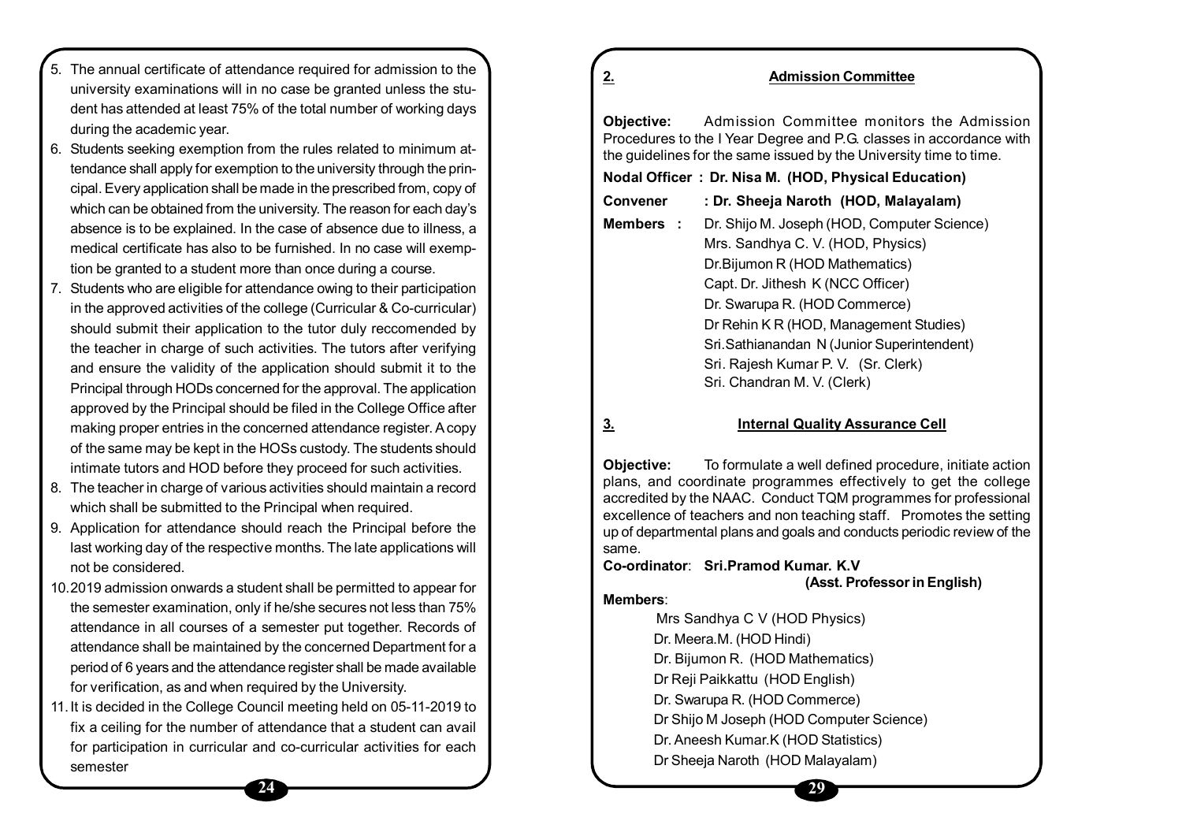5. The annual certificate of attendance required for admission to the university examinations will in no case be granted unless the student has attended at least 75% of the total number of working days during the academic year.
6. Students seeking exemption from the rules related to minimum attendance shall apply for exemption to the university through the principal. Every application shall be made in the prescribed from, copy of which can be obtained from the university. The reason for each day's absence is to be explained. In the case of absence due to illness, a medical certificate has also to be furnished. In no case will exemption be granted to a student more than once during a course.
7. Students who are eligible for attendance owing to their participation in the approved activities of the college (Curricular & Co-curricular) should submit their application to the tutor duly reccomended by the teacher in charge of such activities. The tutors after verifying and ensure the validity of the application should submit it to the Principal through HODs concerned for the approval. The application approved by the Principal should be filed in the College Office after making proper entries in the concerned attendance register. A copy of the same may be kept in the HOSs custody. The students should intimate tutors and HOD before they proceed for such activities.
8. The teacher in charge of various activities should maintain a record which shall be submitted to the Principal when required.
9. Application for attendance should reach the Principal before the last working day of the respective months. The late applications will not be considered.
10. 2019 admission onwards a student shall be permitted to appear for the semester examination, only if he/she secures not less than 75% attendance in all courses of a semester put together. Records of attendance shall be maintained by the concerned Department for a period of 6 years and the attendance register shall be made available for verification, as and when required by the University.
11. It is decided in the College Council meeting held on 05-11-2019 to fix a ceiling for the number of attendance that a student can avail for participation in curricular and co-curricular activities for each semester

## 2. Admission Committee

**Objective:** Admission Committee monitors the Admission Procedures to the I Year Degree and P.G. classes in accordance with the guidelines for the same issued by the University time to time.

**Nodal Officer : Dr. Nisa M. (HOD, Physical Education)**

**Convener : Dr. Sheeja Naroth (HOD, Malayalam)**

**Members :**
- Dr. Shijo M. Joseph (HOD, Computer Science)
- Mrs. Sandhya C. V. (HOD, Physics)
- Dr.Bijumon R (HOD Mathematics)
- Capt. Dr. Jithesh K (NCC Officer)
- Dr. Swarupa R. (HOD Commerce)
- Dr Rehin K R (HOD, Management Studies)
- Sri.Sathianandan N (Junior Superintendent)
- Sri. Rajesh Kumar P. V. (Sr. Clerk)
- Sri. Chandran M. V. (Clerk)

## 3. Internal Quality Assurance Cell

**Objective:** To formulate a well defined procedure, initiate action plans, and coordinate programmes effectively to get the college accredited by the NAAC. Conduct TQM programmes for professional excellence of teachers and non teaching staff. Promotes the setting up of departmental plans and goals and conducts periodic review of the same.

**Co-ordinator**: **Sri.Pramod Kumar. K.V (Asst. Professor in English)**

**Members**:
- Mrs Sandhya C V (HOD Physics)
- Dr. Meera.M. (HOD Hindi)
- Dr. Bijumon R. (HOD Mathematics)
- Dr Reji Paikkattu (HOD English)
- Dr. Swarupa R. (HOD Commerce)
- Dr Shijo M Joseph (HOD Computer Science)
- Dr. Aneesh Kumar.K (HOD Statistics)
- Dr Sheeja Naroth (HOD Malayalam)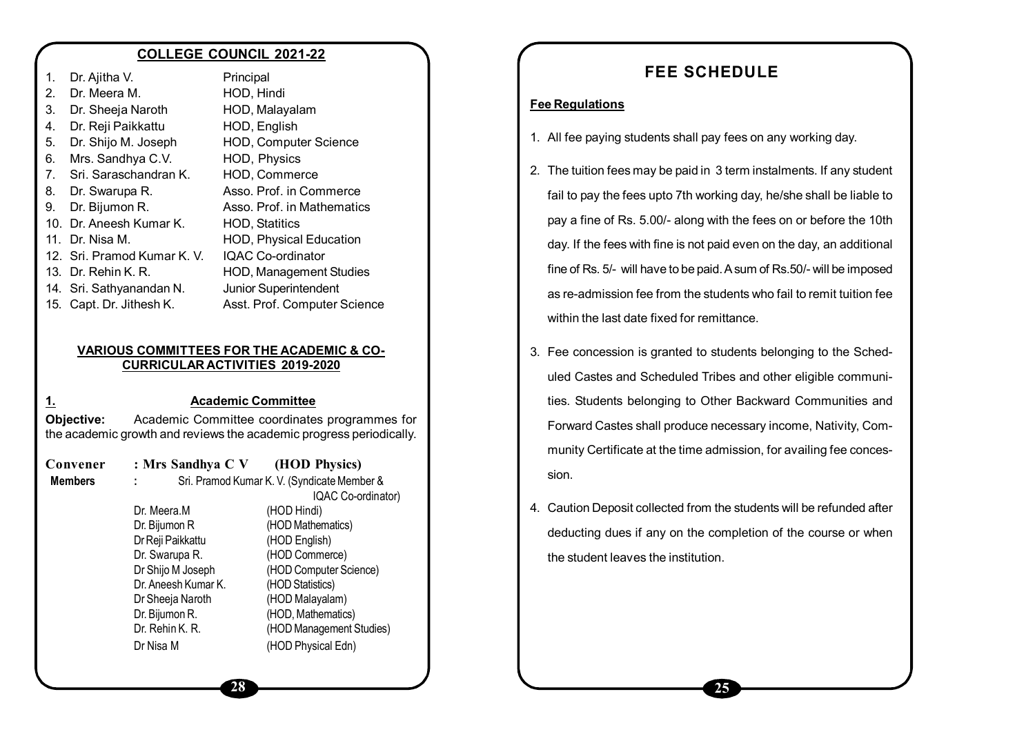## COLLEGE COUNCIL 2021-22

| | Name | Designation |
|---|---|---|
| 1. | Dr. Ajitha V. | Principal |
| 2. | Dr. Meera M. | HOD, Hindi |
| 3. | Dr. Sheeja Naroth | HOD, Malayalam |
| 4. | Dr. Reji Paikkattu | HOD, English |
| 5. | Dr. Shijo M. Joseph | HOD, Computer Science |
| 6. | Mrs. Sandhya C.V. | HOD, Physics |
| 7. | Sri. Saraschandran K. | HOD, Commerce |
| 8. | Dr. Swarupa R. | Asso. Prof. in Commerce |
| 9. | Dr. Bijumon R. | Asso. Prof. in Mathematics |
| 10. | Dr. Aneesh Kumar K. | HOD, Statitics |
| 11. | Dr. Nisa M. | HOD, Physical Education |
| 12. | Sri. Pramod Kumar K. V. | IQAC Co-ordinator |
| 13. | Dr. Rehin K. R. | HOD, Management Studies |
| 14. | Sri. Sathyanandan N. | Junior Superintendent |
| 15. | Capt. Dr. Jithesh K. | Asst. Prof. Computer Science |

## VARIOUS COMMITTEES FOR THE ACADEMIC & CO-CURRICULAR ACTIVITIES 2019-2020

### 1. Academic Committee

**Objective:** Academic Committee coordinates programmes for the academic growth and reviews the academic progress periodically.

**Convener** : **Mrs Sandhya C V (HOD Physics)**

**Members** : Sri. Pramod Kumar K. V. (Syndicate Member & IQAC Co-ordinator)

| Name | Department |
|---|---|
| Dr. Meera.M | (HOD Hindi) |
| Dr. Bijumon R | (HOD Mathematics) |
| Dr Reji Paikkattu | (HOD English) |
| Dr. Swarupa R. | (HOD Commerce) |
| Dr Shijo M Joseph | (HOD Computer Science) |
| Dr. Aneesh Kumar K. | (HOD Statistics) |
| Dr Sheeja Naroth | (HOD Malayalam) |
| Dr. Bijumon R. | (HOD, Mathematics) |
| Dr. Rehin K. R. | (HOD Management Studies) |
| Dr Nisa M | (HOD Physical Edn) |

# FEE SCHEDULE

**Fee Regulations**

1. All fee paying students shall pay fees on any working day.
2. The tuition fees may be paid in 3 term instalments. If any student fail to pay the fees upto 7th working day, he/she shall be liable to pay a fine of Rs. 5.00/- along with the fees on or before the 10th day. If the fees with fine is not paid even on the day, an additional fine of Rs. 5/- will have to be paid. A sum of Rs.50/- will be imposed as re-admission fee from the students who fail to remit tuition fee within the last date fixed for remittance.
3. Fee concession is granted to students belonging to the Scheduled Castes and Scheduled Tribes and other eligible communities. Students belonging to Other Backward Communities and Forward Castes shall produce necessary income, Nativity, Community Certificate at the time admission, for availing fee concession.
4. Caution Deposit collected from the students will be refunded after deducting dues if any on the completion of the course or when the student leaves the institution.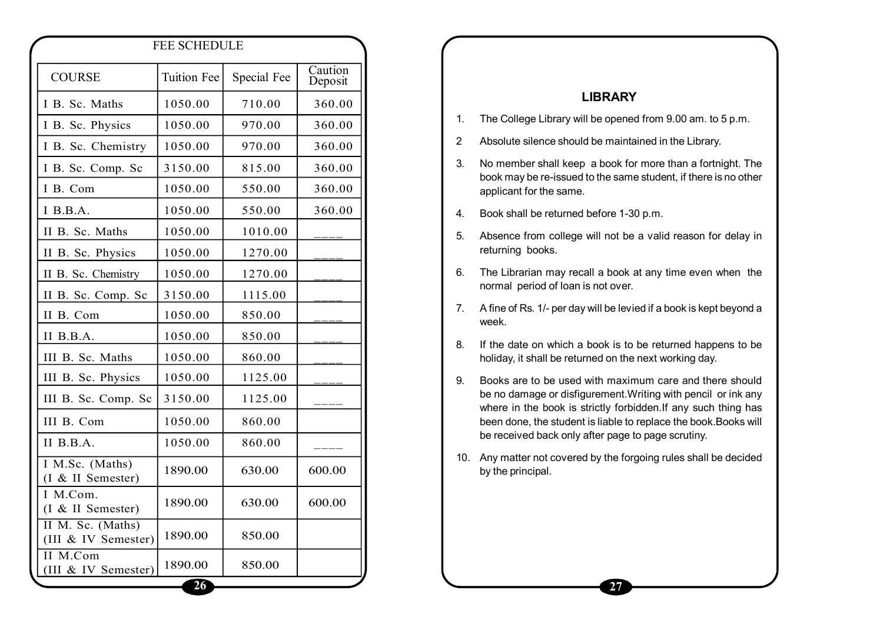## FEE SCHEDULE

| COURSE | Tuition Fee | Special Fee | Caution Deposit |
|---|---|---|---|
| I B. Sc. Maths | 1050.00 | 710.00 | 360.00 |
| I B. Sc. Physics | 1050.00 | 970.00 | 360.00 |
| I B. Sc. Chemistry | 1050.00 | 970.00 | 360.00 |
| I B. Sc. Comp. Sc | 3150.00 | 815.00 | 360.00 |
| I B. Com | 1050.00 | 550.00 | 360.00 |
| I B.B.A. | 1050.00 | 550.00 | 360.00 |
| II B. Sc. Maths | 1050.00 | 1010.00 | ____ |
| II B. Sc. Physics | 1050.00 | 1270.00 | ____ |
| II B. Sc. Chemistry | 1050.00 | 1270.00 | ____ |
| II B. Sc. Comp. Sc | 3150.00 | 1115.00 | ____ |
| II B. Com | 1050.00 | 850.00 | ____ |
| II B.B.A. | 1050.00 | 850.00 | ____ |
| III B. Sc. Maths | 1050.00 | 860.00 | ____ |
| III B. Sc. Physics | 1050.00 | 1125.00 | ____ |
| III B. Sc. Comp. Sc | 3150.00 | 1125.00 | ____ |
| III B. Com | 1050.00 | 860.00 | |
| II B.B.A. | 1050.00 | 860.00 | ____ |
| I M.Sc. (Maths) (I & II Semester) | 1890.00 | 630.00 | 600.00 |
| I M.Com. (I & II Semester) | 1890.00 | 630.00 | 600.00 |
| II M. Sc. (Maths) (III & IV Semester) | 1890.00 | 850.00 | |
| II M.Com (III & IV Semester) | 1890.00 | 850.00 | |

## LIBRARY

1. The College Library will be opened from 9.00 am. to 5 p.m.
2. Absolute silence should be maintained in the Library.
3. No member shall keep a book for more than a fortnight. The book may be re-issued to the same student, if there is no other applicant for the same.
4. Book shall be returned before 1-30 p.m.
5. Absence from college will not be a valid reason for delay in returning books.
6. The Librarian may recall a book at any time even when the normal period of loan is not over.
7. A fine of Rs. 1/- per day will be levied if a book is kept beyond a week.
8. If the date on which a book is to be returned happens to be holiday, it shall be returned on the next working day.
9. Books are to be used with maximum care and there should be no damage or disfigurement.Writing with pencil or ink any where in the book is strictly forbidden.If any such thing has been done, the student is liable to replace the book.Books will be received back only after page to page scrutiny.
10. Any matter not covered by the forgoing rules shall be decided by the principal.